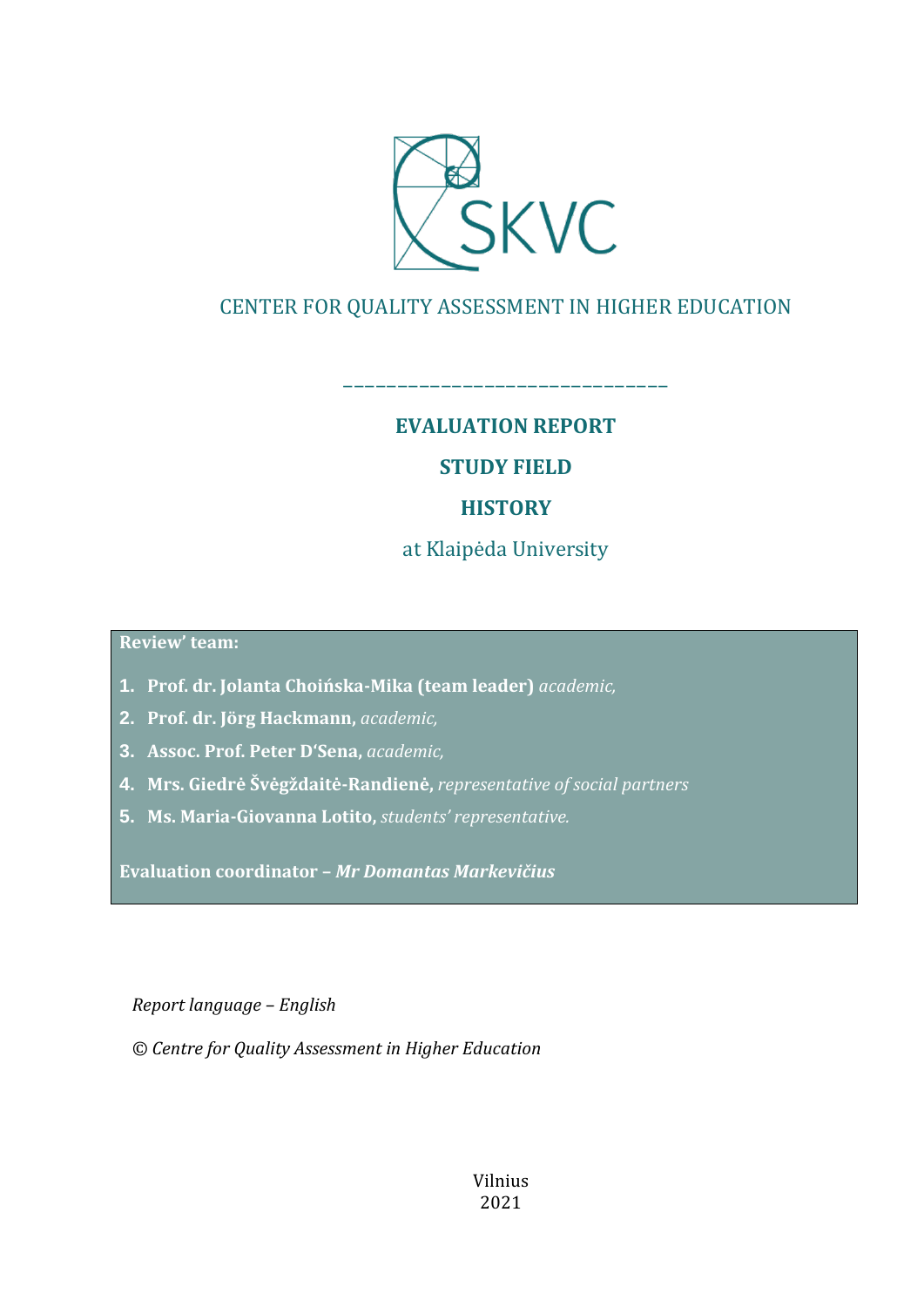SKVC

CENTER FOR QUALITY ASSESSMENT IN HIGHER EDUCATION

______________________________

# EVALUATION REPORT

## STUDY FIELD

## HISTORY

at Klaipėda University

**Review' team:**

1. **Prof. dr. Jolanta Choińska-Mika (team leader)** *academic,*
2. **Prof. dr. Jörg Hackmann,** *academic,*
3. **Assoc. Prof. Peter D'Sena,** *academic,*
4. **Mrs. Giedrė Švėgždaitė-Randienė,** *representative of social partners*
5. **Ms. Maria-Giovanna Lotito,** *students' representative.*

**Evaluation coordinator –** ***Mr Domantas Markevičius***

*Report language – English*

*© Centre for Quality Assessment in Higher Education*

Vilnius
2021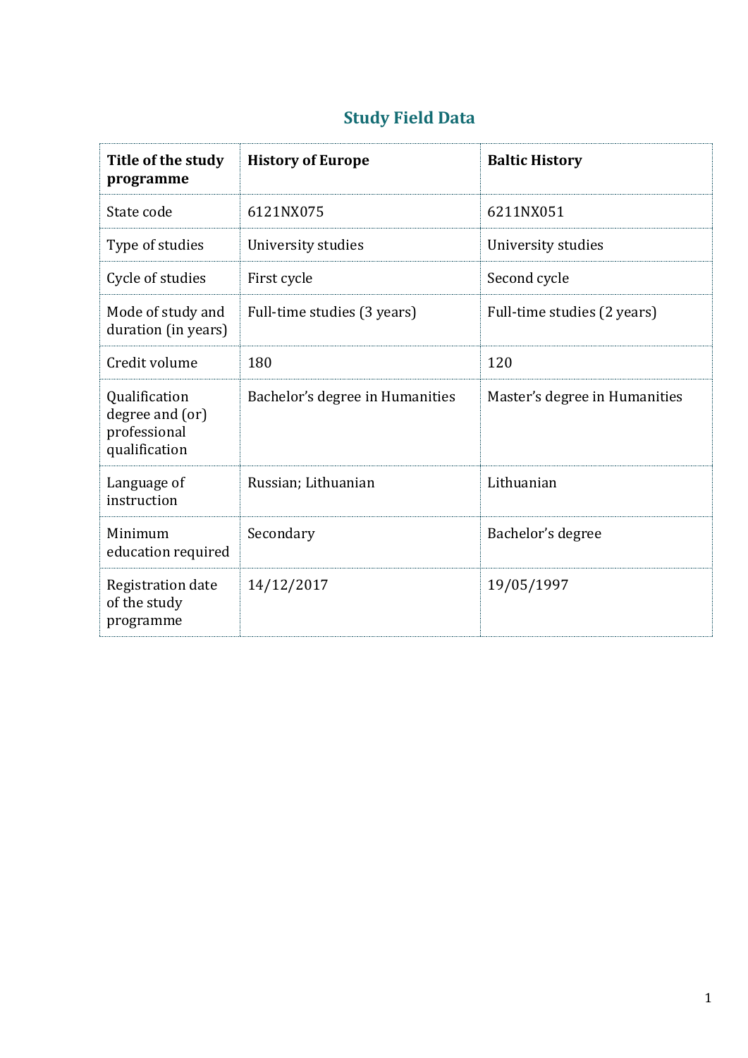## Study Field Data

| **Title of the study programme** | **History of Europe** | **Baltic History** |
|---|---|---|
| State code | 6121NX075 | 6211NX051 |
| Type of studies | University studies | University studies |
| Cycle of studies | First cycle | Second cycle |
| Mode of study and duration (in years) | Full-time studies (3 years) | Full-time studies (2 years) |
| Credit volume | 180 | 120 |
| Qualification degree and (or) professional qualification | Bachelor's degree in Humanities | Master's degree in Humanities |
| Language of instruction | Russian; Lithuanian | Lithuanian |
| Minimum education required | Secondary | Bachelor's degree |
| Registration date of the study programme | 14/12/2017 | 19/05/1997 |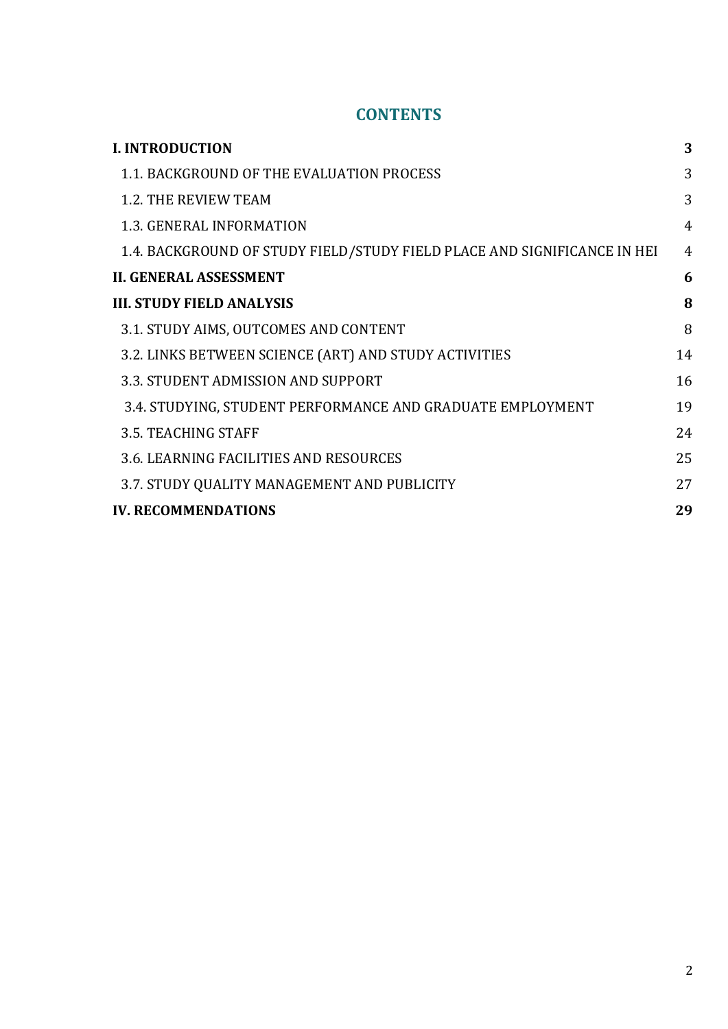## CONTENTS

| | |
|---|---|
| **I. INTRODUCTION** | **3** |
| 1.1. BACKGROUND OF THE EVALUATION PROCESS | 3 |
| 1.2. THE REVIEW TEAM | 3 |
| 1.3. GENERAL INFORMATION | 4 |
| 1.4. BACKGROUND OF STUDY FIELD/STUDY FIELD PLACE AND SIGNIFICANCE IN HEI | 4 |
| **II. GENERAL ASSESSMENT** | **6** |
| **III. STUDY FIELD ANALYSIS** | **8** |
| 3.1. STUDY AIMS, OUTCOMES AND CONTENT | 8 |
| 3.2. LINKS BETWEEN SCIENCE (ART) AND STUDY ACTIVITIES | 14 |
| 3.3. STUDENT ADMISSION AND SUPPORT | 16 |
| 3.4. STUDYING, STUDENT PERFORMANCE AND GRADUATE EMPLOYMENT | 19 |
| 3.5. TEACHING STAFF | 24 |
| 3.6. LEARNING FACILITIES AND RESOURCES | 25 |
| 3.7. STUDY QUALITY MANAGEMENT AND PUBLICITY | 27 |
| **IV. RECOMMENDATIONS** | **29** |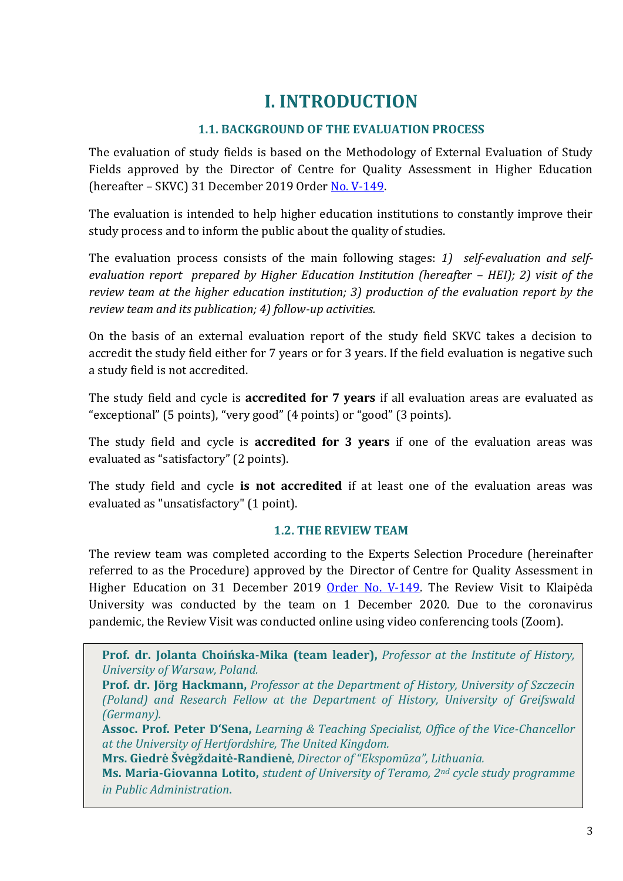# I. INTRODUCTION

### 1.1. BACKGROUND OF THE EVALUATION PROCESS

The evaluation of study fields is based on the Methodology of External Evaluation of Study Fields approved by the Director of Centre for Quality Assessment in Higher Education (hereafter – SKVC) 31 December 2019 Order [No. V-149](#).

The evaluation is intended to help higher education institutions to constantly improve their study process and to inform the public about the quality of studies.

The evaluation process consists of the main following stages: *1) self-evaluation and self-evaluation report prepared by Higher Education Institution (hereafter – HEI); 2) visit of the review team at the higher education institution; 3) production of the evaluation report by the review team and its publication; 4) follow-up activities.*

On the basis of an external evaluation report of the study field SKVC takes a decision to accredit the study field either for 7 years or for 3 years. If the field evaluation is negative such a study field is not accredited.

The study field and cycle is **accredited for 7 years** if all evaluation areas are evaluated as "exceptional" (5 points), "very good" (4 points) or "good" (3 points).

The study field and cycle is **accredited for 3 years** if one of the evaluation areas was evaluated as "satisfactory" (2 points).

The study field and cycle **is not accredited** if at least one of the evaluation areas was evaluated as "unsatisfactory" (1 point).

### 1.2. THE REVIEW TEAM

The review team was completed according to the Experts Selection Procedure (hereinafter referred to as the Procedure) approved by the Director of Centre for Quality Assessment in Higher Education on 31 December 2019 [Order No. V-149](#). The Review Visit to Klaipėda University was conducted by the team on 1 December 2020. Due to the coronavirus pandemic, the Review Visit was conducted online using video conferencing tools (Zoom).

**Prof. dr. Jolanta Choińska-Mika (team leader),** *Professor at the Institute of History, University of Warsaw, Poland.*
**Prof. dr. Jörg Hackmann,** *Professor at the Department of History, University of Szczecin (Poland) and Research Fellow at the Department of History, University of Greifswald (Germany).*
**Assoc. Prof. Peter D'Sena,** *Learning & Teaching Specialist, Office of the Vice-Chancellor at the University of Hertfordshire, The United Kingdom.*
**Mrs. Giedrė Švėgždaitė-Randienė**, *Director of "Ekspomūza", Lithuania.*
**Ms. Maria-Giovanna Lotito,** *student of University of Teramo, 2nd cycle study programme in Public Administration*.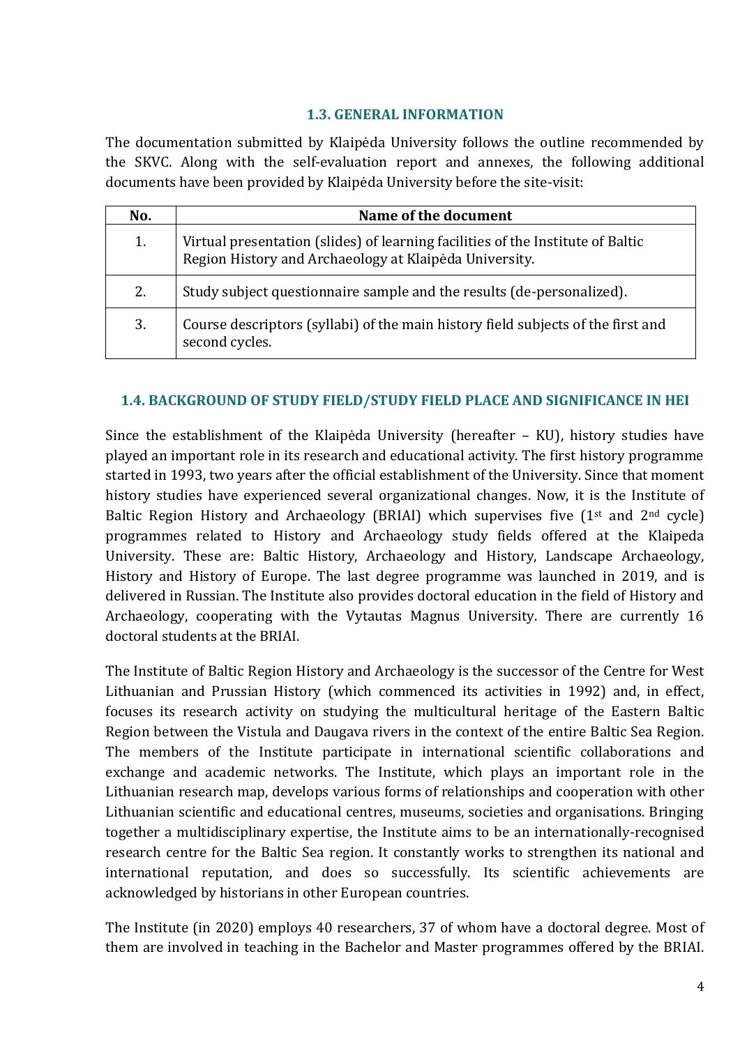### 1.3. GENERAL INFORMATION

The documentation submitted by Klaipėda University follows the outline recommended by the SKVC. Along with the self-evaluation report and annexes, the following additional documents have been provided by Klaipėda University before the site-visit:

| No. | Name of the document |
|---|---|
| 1. | Virtual presentation (slides) of learning facilities of the Institute of Baltic Region History and Archaeology at Klaipėda University. |
| 2. | Study subject questionnaire sample and the results (de-personalized). |
| 3. | Course descriptors (syllabi) of the main history field subjects of the first and second cycles. |

### 1.4. BACKGROUND OF STUDY FIELD/STUDY FIELD PLACE AND SIGNIFICANCE IN HEI

Since the establishment of the Klaipėda University (hereafter – KU), history studies have played an important role in its research and educational activity. The first history programme started in 1993, two years after the official establishment of the University. Since that moment history studies have experienced several organizational changes. Now, it is the Institute of Baltic Region History and Archaeology (BRIAI) which supervises five (1st and 2nd cycle) programmes related to History and Archaeology study fields offered at the Klaipeda University. These are: Baltic History, Archaeology and History, Landscape Archaeology, History and History of Europe. The last degree programme was launched in 2019, and is delivered in Russian. The Institute also provides doctoral education in the field of History and Archaeology, cooperating with the Vytautas Magnus University. There are currently 16 doctoral students at the BRIAI.

The Institute of Baltic Region History and Archaeology is the successor of the Centre for West Lithuanian and Prussian History (which commenced its activities in 1992) and, in effect, focuses its research activity on studying the multicultural heritage of the Eastern Baltic Region between the Vistula and Daugava rivers in the context of the entire Baltic Sea Region. The members of the Institute participate in international scientific collaborations and exchange and academic networks. The Institute, which plays an important role in the Lithuanian research map, develops various forms of relationships and cooperation with other Lithuanian scientific and educational centres, museums, societies and organisations. Bringing together a multidisciplinary expertise, the Institute aims to be an internationally-recognised research centre for the Baltic Sea region. It constantly works to strengthen its national and international reputation, and does so successfully. Its scientific achievements are acknowledged by historians in other European countries.

The Institute (in 2020) employs 40 researchers, 37 of whom have a doctoral degree. Most of them are involved in teaching in the Bachelor and Master programmes offered by the BRIAI.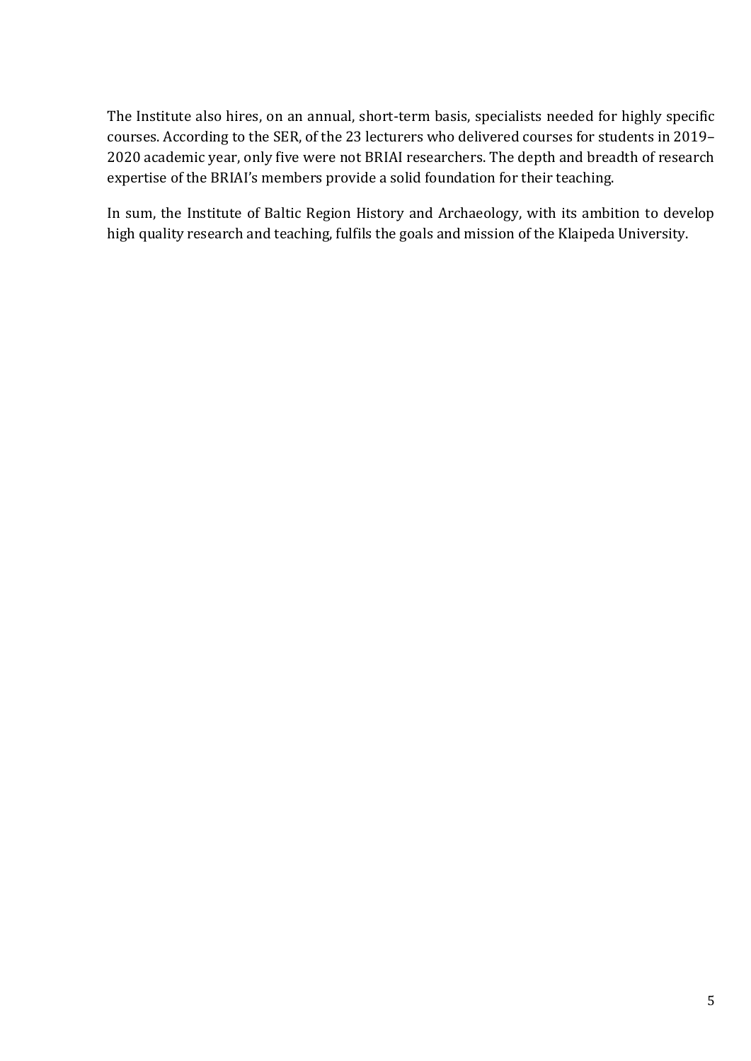The Institute also hires, on an annual, short-term basis, specialists needed for highly specific courses. According to the SER, of the 23 lecturers who delivered courses for students in 2019–2020 academic year, only five were not BRIAI researchers. The depth and breadth of research expertise of the BRIAI's members provide a solid foundation for their teaching.

In sum, the Institute of Baltic Region History and Archaeology, with its ambition to develop high quality research and teaching, fulfils the goals and mission of the Klaipeda University.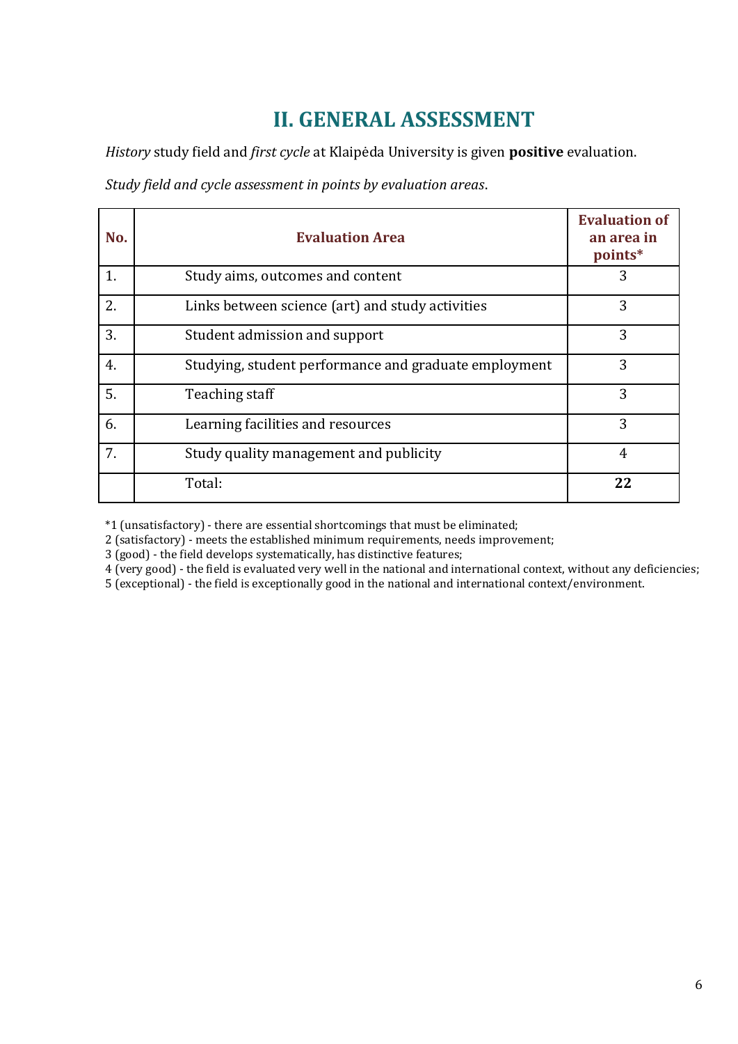# II. GENERAL ASSESSMENT

*History* study field and *first cycle* at Klaipėda University is given **positive** evaluation.

*Study field and cycle assessment in points by evaluation areas*.

| No. | Evaluation Area | Evaluation of an area in points* |
|---|---|---|
| 1. | Study aims, outcomes and content | 3 |
| 2. | Links between science (art) and study activities | 3 |
| 3. | Student admission and support | 3 |
| 4. | Studying, student performance and graduate employment | 3 |
| 5. | Teaching staff | 3 |
| 6. | Learning facilities and resources | 3 |
| 7. | Study quality management and publicity | 4 |
| | Total: | **22** |

*1 (unsatisfactory) - there are essential shortcomings that must be eliminated;
2 (satisfactory) - meets the established minimum requirements, needs improvement;
3 (good) - the field develops systematically, has distinctive features;
4 (very good) - the field is evaluated very well in the national and international context, without any deficiencies;
5 (exceptional) - the field is exceptionally good in the national and international context/environment.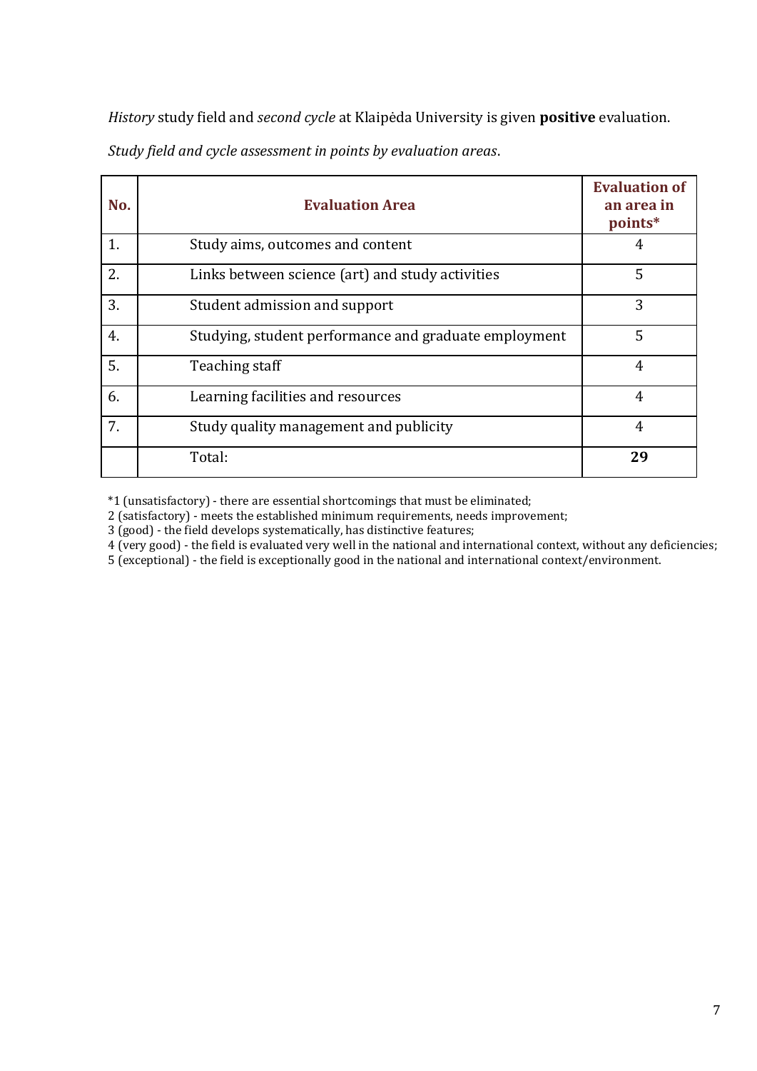*History* study field and *second cycle* at Klaipėda University is given **positive** evaluation.

*Study field and cycle assessment in points by evaluation areas*.

| No. | Evaluation Area | Evaluation of an area in points* |
|---|---|---|
| 1. | Study aims, outcomes and content | 4 |
| 2. | Links between science (art) and study activities | 5 |
| 3. | Student admission and support | 3 |
| 4. | Studying, student performance and graduate employment | 5 |
| 5. | Teaching staff | 4 |
| 6. | Learning facilities and resources | 4 |
| 7. | Study quality management and publicity | 4 |
| | Total: | **29** |

*1 (unsatisfactory) - there are essential shortcomings that must be eliminated;
2 (satisfactory) - meets the established minimum requirements, needs improvement;
3 (good) - the field develops systematically, has distinctive features;
4 (very good) - the field is evaluated very well in the national and international context, without any deficiencies;
5 (exceptional) - the field is exceptionally good in the national and international context/environment.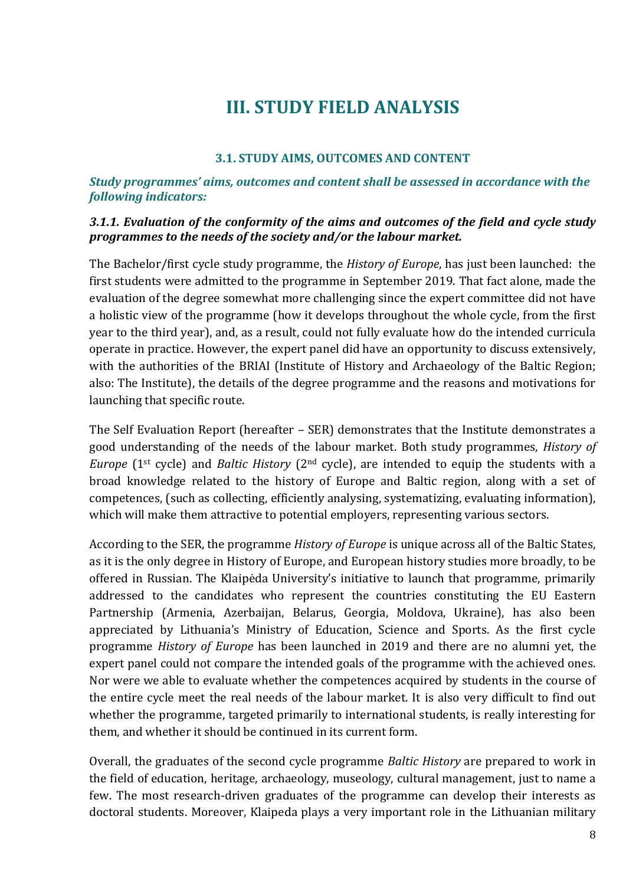# III. STUDY FIELD ANALYSIS

### 3.1. STUDY AIMS, OUTCOMES AND CONTENT

***Study programmes' aims, outcomes and content shall be assessed in accordance with the following indicators:***

***3.1.1. Evaluation of the conformity of the aims and outcomes of the field and cycle study programmes to the needs of the society and/or the labour market.***

The Bachelor/first cycle study programme, the *History of Europe*, has just been launched: the first students were admitted to the programme in September 2019. That fact alone, made the evaluation of the degree somewhat more challenging since the expert committee did not have a holistic view of the programme (how it develops throughout the whole cycle, from the first year to the third year), and, as a result, could not fully evaluate how do the intended curricula operate in practice. However, the expert panel did have an opportunity to discuss extensively, with the authorities of the BRIAI (Institute of History and Archaeology of the Baltic Region; also: The Institute), the details of the degree programme and the reasons and motivations for launching that specific route.

The Self Evaluation Report (hereafter – SER) demonstrates that the Institute demonstrates a good understanding of the needs of the labour market. Both study programmes, *History of Europe* (1st cycle) and *Baltic History* (2nd cycle), are intended to equip the students with a broad knowledge related to the history of Europe and Baltic region, along with a set of competences, (such as collecting, efficiently analysing, systematizing, evaluating information), which will make them attractive to potential employers, representing various sectors.

According to the SER, the programme *History of Europe* is unique across all of the Baltic States, as it is the only degree in History of Europe, and European history studies more broadly, to be offered in Russian. The Klaipėda University's initiative to launch that programme, primarily addressed to the candidates who represent the countries constituting the EU Eastern Partnership (Armenia, Azerbaijan, Belarus, Georgia, Moldova, Ukraine), has also been appreciated by Lithuania's Ministry of Education, Science and Sports. As the first cycle programme *History of Europe* has been launched in 2019 and there are no alumni yet, the expert panel could not compare the intended goals of the programme with the achieved ones. Nor were we able to evaluate whether the competences acquired by students in the course of the entire cycle meet the real needs of the labour market. It is very difficult to find out whether the programme, targeted primarily to international students, is really interesting for them, and whether it should be continued in its current form.

Overall, the graduates of the second cycle programme *Baltic History* are prepared to work in the field of education, heritage, archaeology, museology, cultural management, just to name a few. The most research-driven graduates of the programme can develop their interests as doctoral students. Moreover, Klaipeda plays a very important role in the Lithuanian military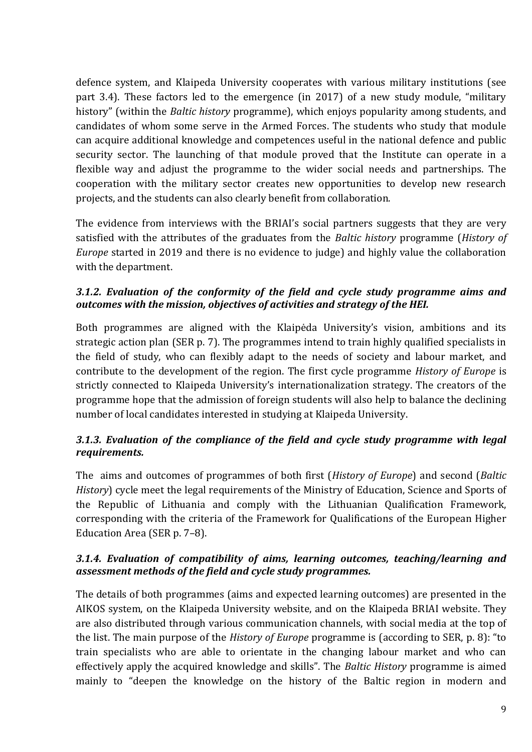defence system, and Klaipeda University cooperates with various military institutions (see part 3.4). These factors led to the emergence (in 2017) of a new study module, "military history" (within the *Baltic history* programme), which enjoys popularity among students, and candidates of whom some serve in the Armed Forces. The students who study that module can acquire additional knowledge and competences useful in the national defence and public security sector. The launching of that module proved that the Institute can operate in a flexible way and adjust the programme to the wider social needs and partnerships. The cooperation with the military sector creates new opportunities to develop new research projects, and the students can also clearly benefit from collaboration.

The evidence from interviews with the BRIAI's social partners suggests that they are very satisfied with the attributes of the graduates from the *Baltic history* programme (*History of Europe* started in 2019 and there is no evidence to judge) and highly value the collaboration with the department.

### *3.1.2. Evaluation of the conformity of the field and cycle study programme aims and outcomes with the mission, objectives of activities and strategy of the HEI.*

Both programmes are aligned with the Klaipėda University's vision, ambitions and its strategic action plan (SER p. 7). The programmes intend to train highly qualified specialists in the field of study, who can flexibly adapt to the needs of society and labour market, and contribute to the development of the region. The first cycle programme *History of Europe* is strictly connected to Klaipeda University's internationalization strategy. The creators of the programme hope that the admission of foreign students will also help to balance the declining number of local candidates interested in studying at Klaipeda University.

### *3.1.3. Evaluation of the compliance of the field and cycle study programme with legal requirements.*

The aims and outcomes of programmes of both first (*History of Europe*) and second (*Baltic History*) cycle meet the legal requirements of the Ministry of Education, Science and Sports of the Republic of Lithuania and comply with the Lithuanian Qualification Framework, corresponding with the criteria of the Framework for Qualifications of the European Higher Education Area (SER p. 7–8).

### *3.1.4. Evaluation of compatibility of aims, learning outcomes, teaching/learning and assessment methods of the field and cycle study programmes.*

The details of both programmes (aims and expected learning outcomes) are presented in the AIKOS system, on the Klaipeda University website, and on the Klaipeda BRIAI website. They are also distributed through various communication channels, with social media at the top of the list. The main purpose of the *History of Europe* programme is (according to SER, p. 8): "to train specialists who are able to orientate in the changing labour market and who can effectively apply the acquired knowledge and skills". The *Baltic History* programme is aimed mainly to "deepen the knowledge on the history of the Baltic region in modern and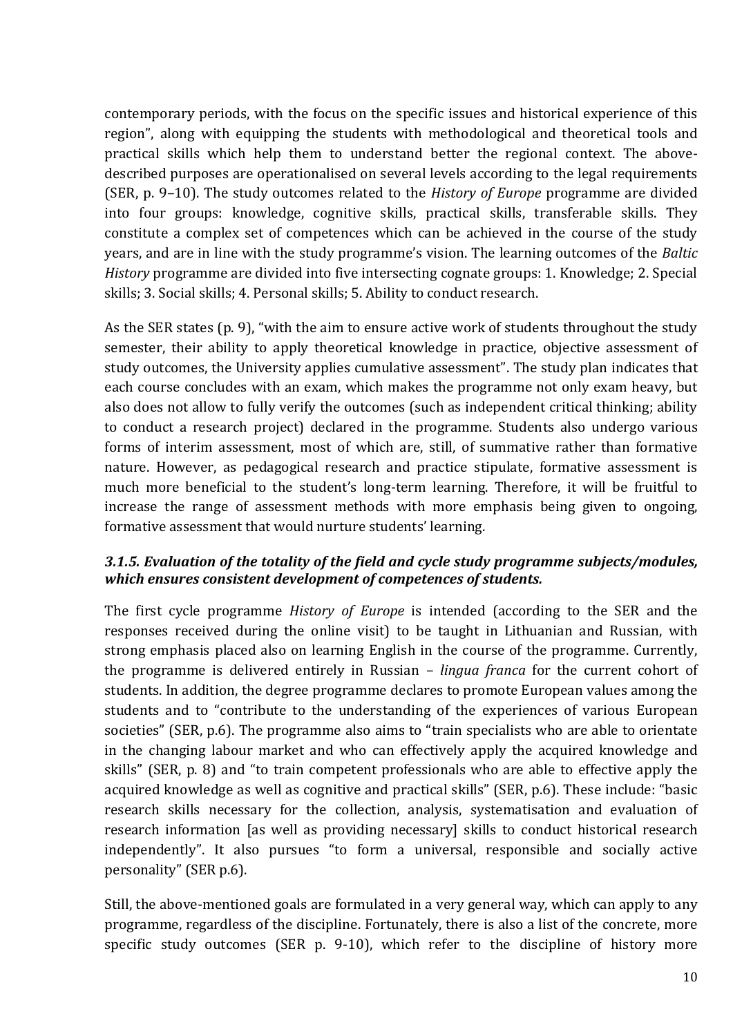contemporary periods, with the focus on the specific issues and historical experience of this region", along with equipping the students with methodological and theoretical tools and practical skills which help them to understand better the regional context. The above-described purposes are operationalised on several levels according to the legal requirements (SER, p. 9–10). The study outcomes related to the *History of Europe* programme are divided into four groups: knowledge, cognitive skills, practical skills, transferable skills. They constitute a complex set of competences which can be achieved in the course of the study years, and are in line with the study programme's vision. The learning outcomes of the *Baltic History* programme are divided into five intersecting cognate groups: 1. Knowledge; 2. Special skills; 3. Social skills; 4. Personal skills; 5. Ability to conduct research.

As the SER states (p. 9), "with the aim to ensure active work of students throughout the study semester, their ability to apply theoretical knowledge in practice, objective assessment of study outcomes, the University applies cumulative assessment". The study plan indicates that each course concludes with an exam, which makes the programme not only exam heavy, but also does not allow to fully verify the outcomes (such as independent critical thinking; ability to conduct a research project) declared in the programme. Students also undergo various forms of interim assessment, most of which are, still, of summative rather than formative nature. However, as pedagogical research and practice stipulate, formative assessment is much more beneficial to the student's long-term learning. Therefore, it will be fruitful to increase the range of assessment methods with more emphasis being given to ongoing, formative assessment that would nurture students' learning.

### *3.1.5. Evaluation of the totality of the field and cycle study programme subjects/modules, which ensures consistent development of competences of students.*

The first cycle programme *History of Europe* is intended (according to the SER and the responses received during the online visit) to be taught in Lithuanian and Russian, with strong emphasis placed also on learning English in the course of the programme. Currently, the programme is delivered entirely in Russian – *lingua franca* for the current cohort of students. In addition, the degree programme declares to promote European values among the students and to "contribute to the understanding of the experiences of various European societies" (SER, p.6). The programme also aims to "train specialists who are able to orientate in the changing labour market and who can effectively apply the acquired knowledge and skills" (SER, p. 8) and "to train competent professionals who are able to effective apply the acquired knowledge as well as cognitive and practical skills" (SER, p.6). These include: "basic research skills necessary for the collection, analysis, systematisation and evaluation of research information [as well as providing necessary] skills to conduct historical research independently". It also pursues "to form a universal, responsible and socially active personality" (SER p.6).

Still, the above-mentioned goals are formulated in a very general way, which can apply to any programme, regardless of the discipline. Fortunately, there is also a list of the concrete, more specific study outcomes (SER p. 9-10), which refer to the discipline of history more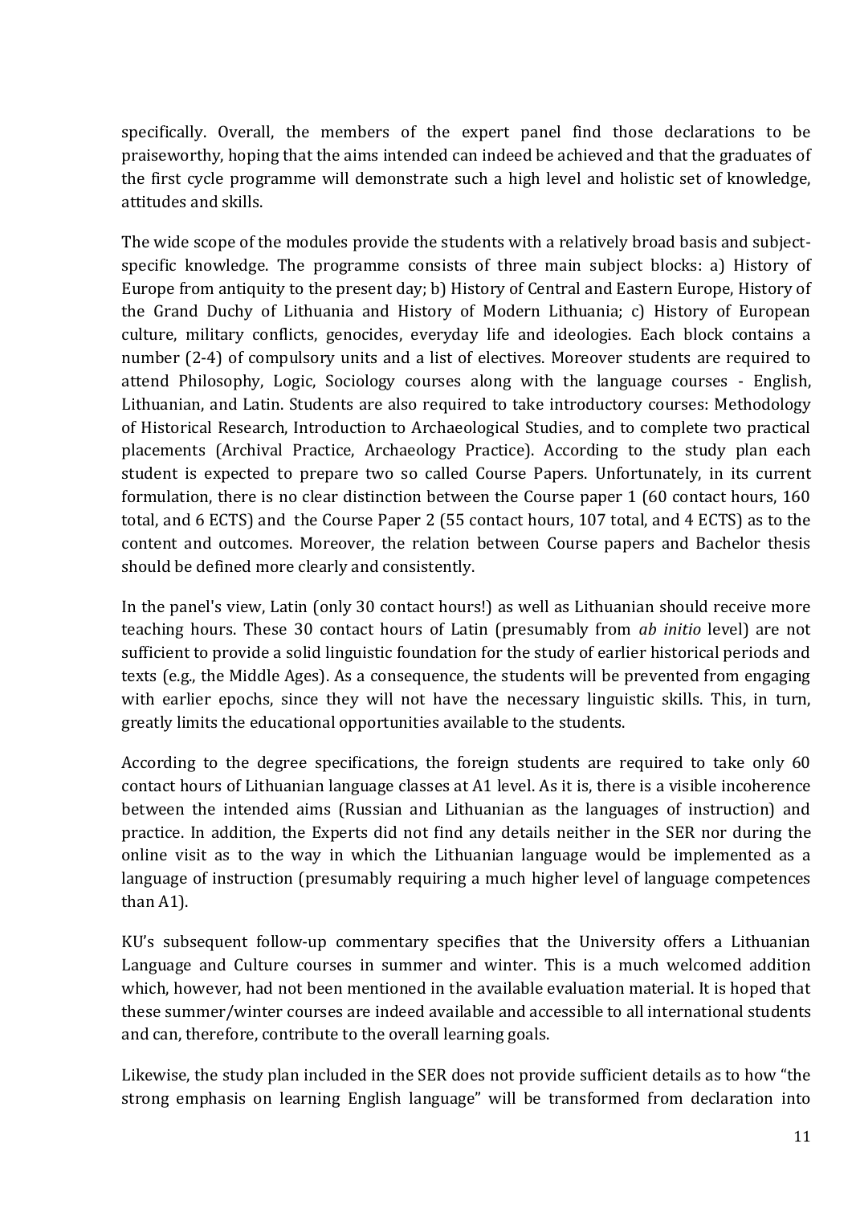specifically. Overall, the members of the expert panel find those declarations to be praiseworthy, hoping that the aims intended can indeed be achieved and that the graduates of the first cycle programme will demonstrate such a high level and holistic set of knowledge, attitudes and skills.

The wide scope of the modules provide the students with a relatively broad basis and subject-specific knowledge. The programme consists of three main subject blocks: a) History of Europe from antiquity to the present day; b) History of Central and Eastern Europe, History of the Grand Duchy of Lithuania and History of Modern Lithuania; c) History of European culture, military conflicts, genocides, everyday life and ideologies. Each block contains a number (2-4) of compulsory units and a list of electives. Moreover students are required to attend Philosophy, Logic, Sociology courses along with the language courses - English, Lithuanian, and Latin. Students are also required to take introductory courses: Methodology of Historical Research, Introduction to Archaeological Studies, and to complete two practical placements (Archival Practice, Archaeology Practice). According to the study plan each student is expected to prepare two so called Course Papers. Unfortunately, in its current formulation, there is no clear distinction between the Course paper 1 (60 contact hours, 160 total, and 6 ECTS) and the Course Paper 2 (55 contact hours, 107 total, and 4 ECTS) as to the content and outcomes. Moreover, the relation between Course papers and Bachelor thesis should be defined more clearly and consistently.

In the panel's view, Latin (only 30 contact hours!) as well as Lithuanian should receive more teaching hours. These 30 contact hours of Latin (presumably from *ab initio* level) are not sufficient to provide a solid linguistic foundation for the study of earlier historical periods and texts (e.g., the Middle Ages). As a consequence, the students will be prevented from engaging with earlier epochs, since they will not have the necessary linguistic skills. This, in turn, greatly limits the educational opportunities available to the students.

According to the degree specifications, the foreign students are required to take only 60 contact hours of Lithuanian language classes at A1 level. As it is, there is a visible incoherence between the intended aims (Russian and Lithuanian as the languages of instruction) and practice. In addition, the Experts did not find any details neither in the SER nor during the online visit as to the way in which the Lithuanian language would be implemented as a language of instruction (presumably requiring a much higher level of language competences than A1).

KU's subsequent follow-up commentary specifies that the University offers a Lithuanian Language and Culture courses in summer and winter. This is a much welcomed addition which, however, had not been mentioned in the available evaluation material. It is hoped that these summer/winter courses are indeed available and accessible to all international students and can, therefore, contribute to the overall learning goals.

Likewise, the study plan included in the SER does not provide sufficient details as to how "the strong emphasis on learning English language" will be transformed from declaration into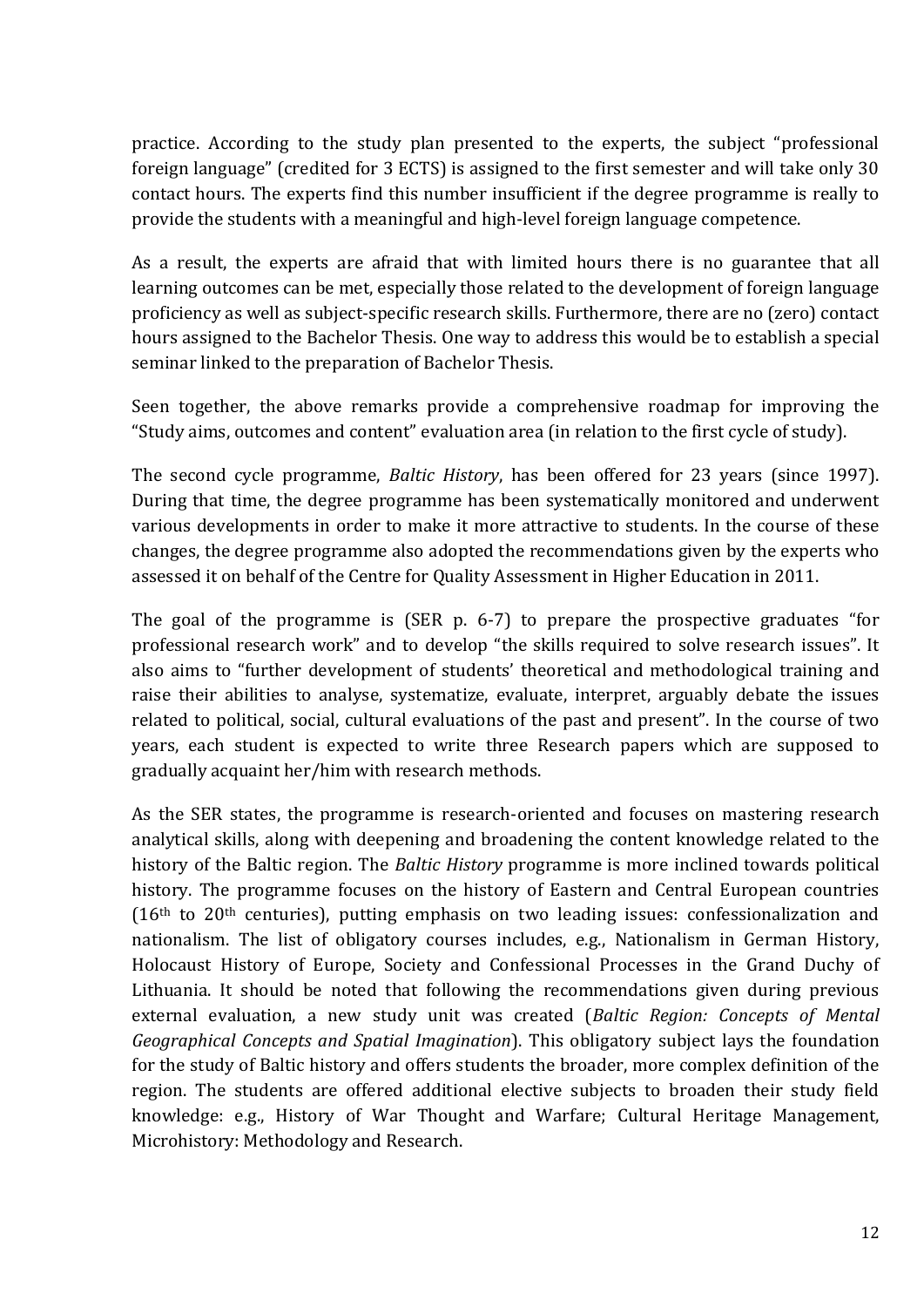practice. According to the study plan presented to the experts, the subject "professional foreign language" (credited for 3 ECTS) is assigned to the first semester and will take only 30 contact hours. The experts find this number insufficient if the degree programme is really to provide the students with a meaningful and high-level foreign language competence.

As a result, the experts are afraid that with limited hours there is no guarantee that all learning outcomes can be met, especially those related to the development of foreign language proficiency as well as subject-specific research skills. Furthermore, there are no (zero) contact hours assigned to the Bachelor Thesis. One way to address this would be to establish a special seminar linked to the preparation of Bachelor Thesis.

Seen together, the above remarks provide a comprehensive roadmap for improving the "Study aims, outcomes and content" evaluation area (in relation to the first cycle of study).

The second cycle programme, *Baltic History*, has been offered for 23 years (since 1997). During that time, the degree programme has been systematically monitored and underwent various developments in order to make it more attractive to students. In the course of these changes, the degree programme also adopted the recommendations given by the experts who assessed it on behalf of the Centre for Quality Assessment in Higher Education in 2011.

The goal of the programme is (SER p. 6-7) to prepare the prospective graduates "for professional research work" and to develop "the skills required to solve research issues". It also aims to "further development of students' theoretical and methodological training and raise their abilities to analyse, systematize, evaluate, interpret, arguably debate the issues related to political, social, cultural evaluations of the past and present". In the course of two years, each student is expected to write three Research papers which are supposed to gradually acquaint her/him with research methods.

As the SER states, the programme is research-oriented and focuses on mastering research analytical skills, along with deepening and broadening the content knowledge related to the history of the Baltic region. The *Baltic History* programme is more inclined towards political history. The programme focuses on the history of Eastern and Central European countries (16th to 20th centuries), putting emphasis on two leading issues: confessionalization and nationalism. The list of obligatory courses includes, e.g., Nationalism in German History, Holocaust History of Europe, Society and Confessional Processes in the Grand Duchy of Lithuania. It should be noted that following the recommendations given during previous external evaluation, a new study unit was created (*Baltic Region: Concepts of Mental Geographical Concepts and Spatial Imagination*). This obligatory subject lays the foundation for the study of Baltic history and offers students the broader, more complex definition of the region. The students are offered additional elective subjects to broaden their study field knowledge: e.g., History of War Thought and Warfare; Cultural Heritage Management, Microhistory: Methodology and Research.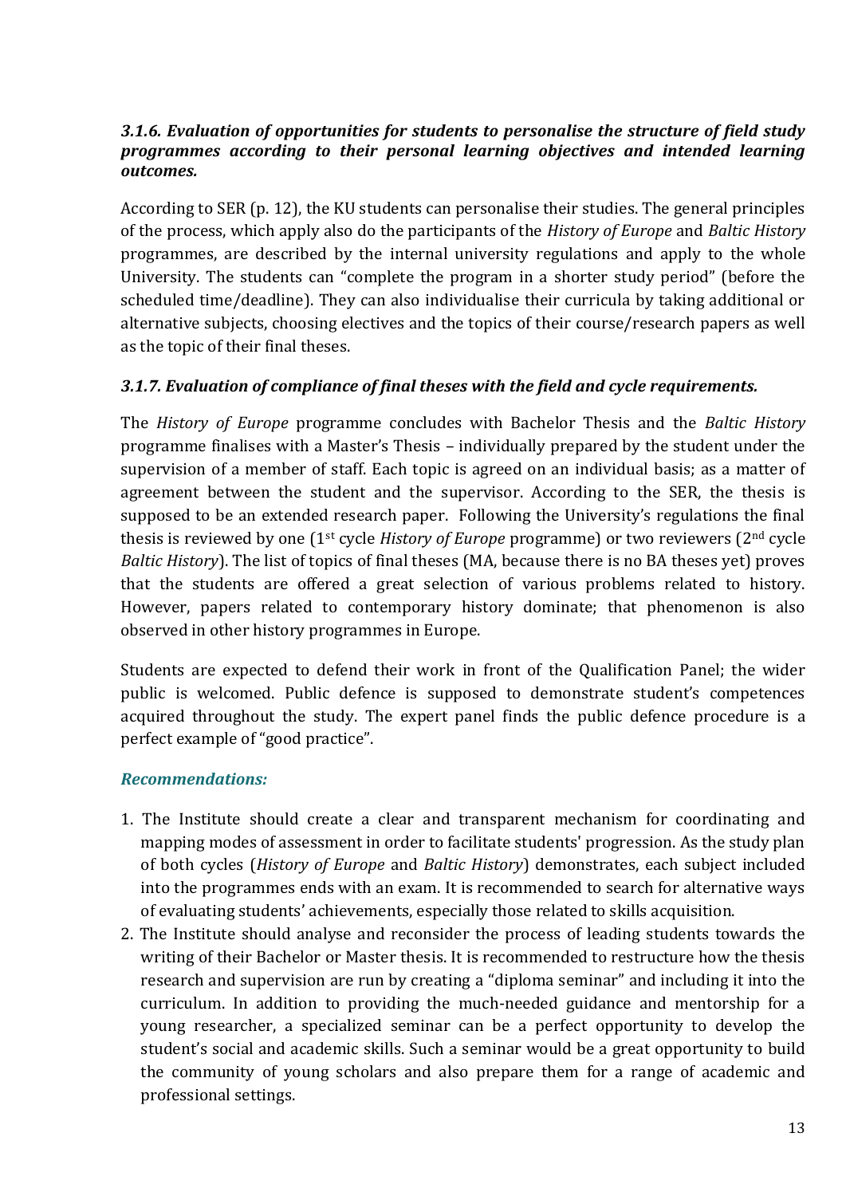### *3.1.6. Evaluation of opportunities for students to personalise the structure of field study programmes according to their personal learning objectives and intended learning outcomes.*

According to SER (p. 12), the KU students can personalise their studies. The general principles of the process, which apply also do the participants of the *History of Europe* and *Baltic History* programmes, are described by the internal university regulations and apply to the whole University. The students can "complete the program in a shorter study period" (before the scheduled time/deadline). They can also individualise their curricula by taking additional or alternative subjects, choosing electives and the topics of their course/research papers as well as the topic of their final theses.

### *3.1.7. Evaluation of compliance of final theses with the field and cycle requirements.*

The *History of Europe* programme concludes with Bachelor Thesis and the *Baltic History* programme finalises with a Master's Thesis – individually prepared by the student under the supervision of a member of staff. Each topic is agreed on an individual basis; as a matter of agreement between the student and the supervisor. According to the SER, the thesis is supposed to be an extended research paper. Following the University's regulations the final thesis is reviewed by one (1st cycle *History of Europe* programme) or two reviewers (2nd cycle *Baltic History*). The list of topics of final theses (MA, because there is no BA theses yet) proves that the students are offered a great selection of various problems related to history. However, papers related to contemporary history dominate; that phenomenon is also observed in other history programmes in Europe.

Students are expected to defend their work in front of the Qualification Panel; the wider public is welcomed. Public defence is supposed to demonstrate student's competences acquired throughout the study. The expert panel finds the public defence procedure is a perfect example of "good practice".

#### *Recommendations:*

1. The Institute should create a clear and transparent mechanism for coordinating and mapping modes of assessment in order to facilitate students' progression. As the study plan of both cycles (*History of Europe* and *Baltic History*) demonstrates, each subject included into the programmes ends with an exam. It is recommended to search for alternative ways of evaluating students' achievements, especially those related to skills acquisition.
2. The Institute should analyse and reconsider the process of leading students towards the writing of their Bachelor or Master thesis. It is recommended to restructure how the thesis research and supervision are run by creating a "diploma seminar" and including it into the curriculum. In addition to providing the much-needed guidance and mentorship for a young researcher, a specialized seminar can be a perfect opportunity to develop the student's social and academic skills. Such a seminar would be a great opportunity to build the community of young scholars and also prepare them for a range of academic and professional settings.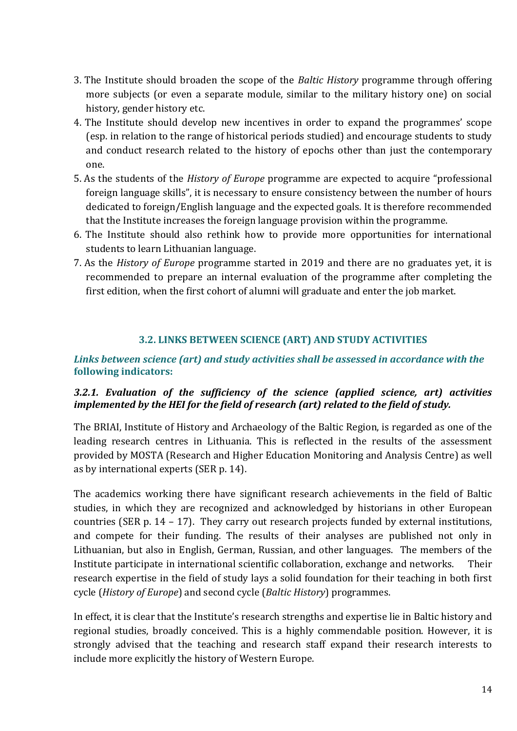3. The Institute should broaden the scope of the *Baltic History* programme through offering more subjects (or even a separate module, similar to the military history one) on social history, gender history etc.
4. The Institute should develop new incentives in order to expand the programmes' scope (esp. in relation to the range of historical periods studied) and encourage students to study and conduct research related to the history of epochs other than just the contemporary one.
5. As the students of the *History of Europe* programme are expected to acquire "professional foreign language skills", it is necessary to ensure consistency between the number of hours dedicated to foreign/English language and the expected goals. It is therefore recommended that the Institute increases the foreign language provision within the programme.
6. The Institute should also rethink how to provide more opportunities for international students to learn Lithuanian language.
7. As the *History of Europe* programme started in 2019 and there are no graduates yet, it is recommended to prepare an internal evaluation of the programme after completing the first edition, when the first cohort of alumni will graduate and enter the job market.

## 3.2. LINKS BETWEEN SCIENCE (ART) AND STUDY ACTIVITIES

***Links between science (art) and study activities shall be assessed in accordance with the following indicators:***

### *3.2.1. Evaluation of the sufficiency of the science (applied science, art) activities implemented by the HEI for the field of research (art) related to the field of study.*

The BRIAI, Institute of History and Archaeology of the Baltic Region, is regarded as one of the leading research centres in Lithuania. This is reflected in the results of the assessment provided by MOSTA (Research and Higher Education Monitoring and Analysis Centre) as well as by international experts (SER p. 14).

The academics working there have significant research achievements in the field of Baltic studies, in which they are recognized and acknowledged by historians in other European countries (SER p. 14 – 17). They carry out research projects funded by external institutions, and compete for their funding. The results of their analyses are published not only in Lithuanian, but also in English, German, Russian, and other languages. The members of the Institute participate in international scientific collaboration, exchange and networks. Their research expertise in the field of study lays a solid foundation for their teaching in both first cycle (*History of Europe*) and second cycle (*Baltic History*) programmes.

In effect, it is clear that the Institute's research strengths and expertise lie in Baltic history and regional studies, broadly conceived. This is a highly commendable position. However, it is strongly advised that the teaching and research staff expand their research interests to include more explicitly the history of Western Europe.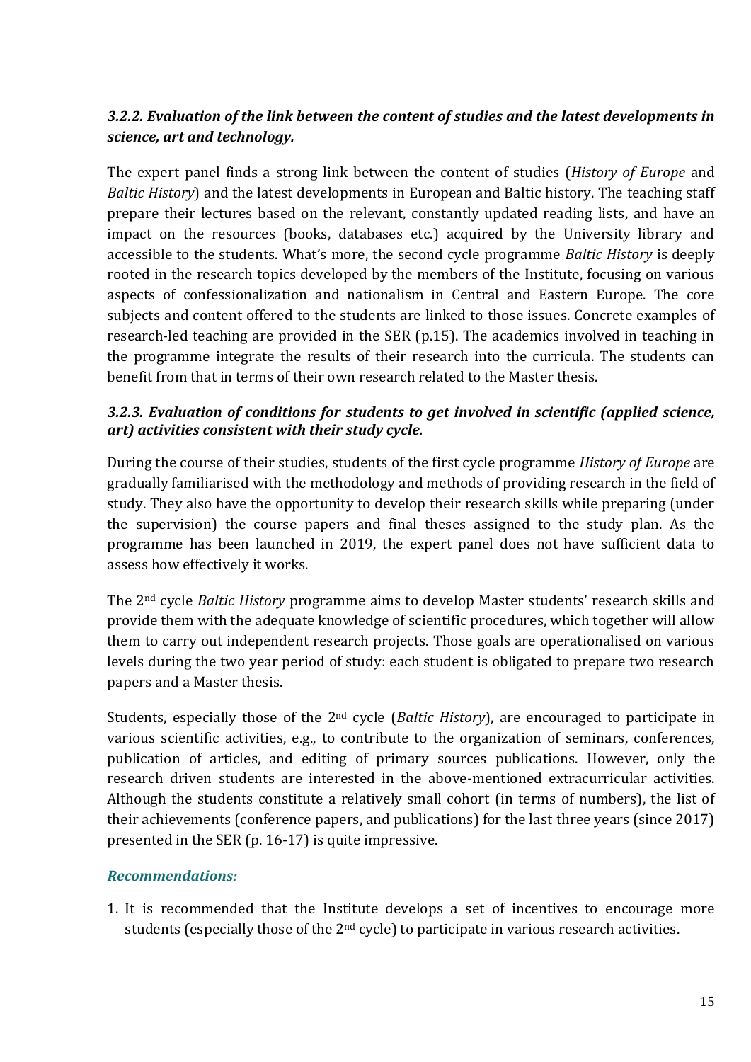### *3.2.2. Evaluation of the link between the content of studies and the latest developments in science, art and technology.*

The expert panel finds a strong link between the content of studies (*History of Europe* and *Baltic History*) and the latest developments in European and Baltic history. The teaching staff prepare their lectures based on the relevant, constantly updated reading lists, and have an impact on the resources (books, databases etc.) acquired by the University library and accessible to the students. What's more, the second cycle programme *Baltic History* is deeply rooted in the research topics developed by the members of the Institute, focusing on various aspects of confessionalization and nationalism in Central and Eastern Europe. The core subjects and content offered to the students are linked to those issues. Concrete examples of research-led teaching are provided in the SER (p.15). The academics involved in teaching in the programme integrate the results of their research into the curricula. The students can benefit from that in terms of their own research related to the Master thesis.

### *3.2.3. Evaluation of conditions for students to get involved in scientific (applied science, art) activities consistent with their study cycle.*

During the course of their studies, students of the first cycle programme *History of Europe* are gradually familiarised with the methodology and methods of providing research in the field of study. They also have the opportunity to develop their research skills while preparing (under the supervision) the course papers and final theses assigned to the study plan. As the programme has been launched in 2019, the expert panel does not have sufficient data to assess how effectively it works.

The 2nd cycle *Baltic History* programme aims to develop Master students' research skills and provide them with the adequate knowledge of scientific procedures, which together will allow them to carry out independent research projects. Those goals are operationalised on various levels during the two year period of study: each student is obligated to prepare two research papers and a Master thesis.

Students, especially those of the 2nd cycle (*Baltic History*), are encouraged to participate in various scientific activities, e.g., to contribute to the organization of seminars, conferences, publication of articles, and editing of primary sources publications. However, only the research driven students are interested in the above-mentioned extracurricular activities. Although the students constitute a relatively small cohort (in terms of numbers), the list of their achievements (conference papers, and publications) for the last three years (since 2017) presented in the SER (p. 16-17) is quite impressive.

***Recommendations:***

1. It is recommended that the Institute develops a set of incentives to encourage more students (especially those of the 2nd cycle) to participate in various research activities.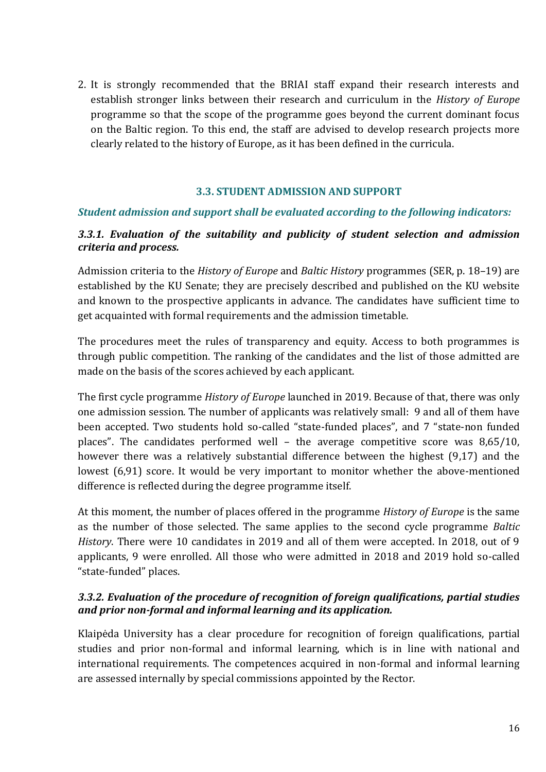2. It is strongly recommended that the BRIAI staff expand their research interests and establish stronger links between their research and curriculum in the *History of Europe* programme so that the scope of the programme goes beyond the current dominant focus on the Baltic region. To this end, the staff are advised to develop research projects more clearly related to the history of Europe, as it has been defined in the curricula.

### 3.3. STUDENT ADMISSION AND SUPPORT

***Student admission and support shall be evaluated according to the following indicators:***

***3.3.1. Evaluation of the suitability and publicity of student selection and admission criteria and process.***

Admission criteria to the *History of Europe* and *Baltic History* programmes (SER, p. 18–19) are established by the KU Senate; they are precisely described and published on the KU website and known to the prospective applicants in advance. The candidates have sufficient time to get acquainted with formal requirements and the admission timetable.

The procedures meet the rules of transparency and equity. Access to both programmes is through public competition. The ranking of the candidates and the list of those admitted are made on the basis of the scores achieved by each applicant.

The first cycle programme *History of Europe* launched in 2019. Because of that, there was only one admission session. The number of applicants was relatively small: 9 and all of them have been accepted. Two students hold so-called "state-funded places", and 7 "state-non funded places". The candidates performed well – the average competitive score was 8,65/10, however there was a relatively substantial difference between the highest (9,17) and the lowest (6,91) score. It would be very important to monitor whether the above-mentioned difference is reflected during the degree programme itself.

At this moment, the number of places offered in the programme *History of Europe* is the same as the number of those selected. The same applies to the second cycle programme *Baltic History*. There were 10 candidates in 2019 and all of them were accepted. In 2018, out of 9 applicants, 9 were enrolled. All those who were admitted in 2018 and 2019 hold so-called "state-funded" places.

***3.3.2. Evaluation of the procedure of recognition of foreign qualifications, partial studies and prior non-formal and informal learning and its application.***

Klaipėda University has a clear procedure for recognition of foreign qualifications, partial studies and prior non-formal and informal learning, which is in line with national and international requirements. The competences acquired in non-formal and informal learning are assessed internally by special commissions appointed by the Rector.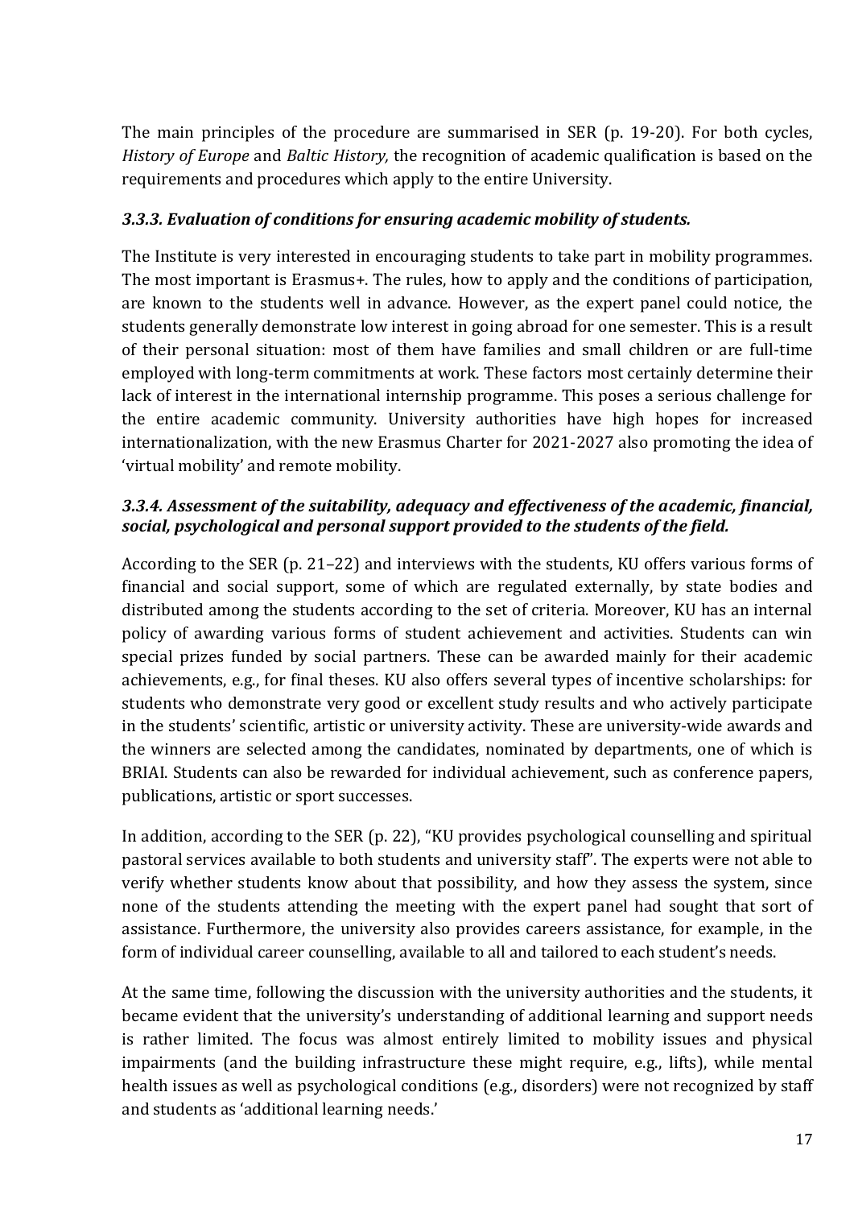The main principles of the procedure are summarised in SER (p. 19-20). For both cycles, *History of Europe* and *Baltic History,* the recognition of academic qualification is based on the requirements and procedures which apply to the entire University.

### *3.3.3. Evaluation of conditions for ensuring academic mobility of students.*

The Institute is very interested in encouraging students to take part in mobility programmes. The most important is Erasmus+. The rules, how to apply and the conditions of participation, are known to the students well in advance. However, as the expert panel could notice, the students generally demonstrate low interest in going abroad for one semester. This is a result of their personal situation: most of them have families and small children or are full-time employed with long-term commitments at work. These factors most certainly determine their lack of interest in the international internship programme. This poses a serious challenge for the entire academic community. University authorities have high hopes for increased internationalization, with the new Erasmus Charter for 2021-2027 also promoting the idea of 'virtual mobility' and remote mobility.

### *3.3.4. Assessment of the suitability, adequacy and effectiveness of the academic, financial, social, psychological and personal support provided to the students of the field.*

According to the SER (p. 21–22) and interviews with the students, KU offers various forms of financial and social support, some of which are regulated externally, by state bodies and distributed among the students according to the set of criteria. Moreover, KU has an internal policy of awarding various forms of student achievement and activities. Students can win special prizes funded by social partners. These can be awarded mainly for their academic achievements, e.g., for final theses. KU also offers several types of incentive scholarships: for students who demonstrate very good or excellent study results and who actively participate in the students' scientific, artistic or university activity. These are university-wide awards and the winners are selected among the candidates, nominated by departments, one of which is BRIAI. Students can also be rewarded for individual achievement, such as conference papers, publications, artistic or sport successes.

In addition, according to the SER (p. 22), "KU provides psychological counselling and spiritual pastoral services available to both students and university staff". The experts were not able to verify whether students know about that possibility, and how they assess the system, since none of the students attending the meeting with the expert panel had sought that sort of assistance. Furthermore, the university also provides careers assistance, for example, in the form of individual career counselling, available to all and tailored to each student's needs.

At the same time, following the discussion with the university authorities and the students, it became evident that the university's understanding of additional learning and support needs is rather limited. The focus was almost entirely limited to mobility issues and physical impairments (and the building infrastructure these might require, e.g., lifts), while mental health issues as well as psychological conditions (e.g., disorders) were not recognized by staff and students as 'additional learning needs.'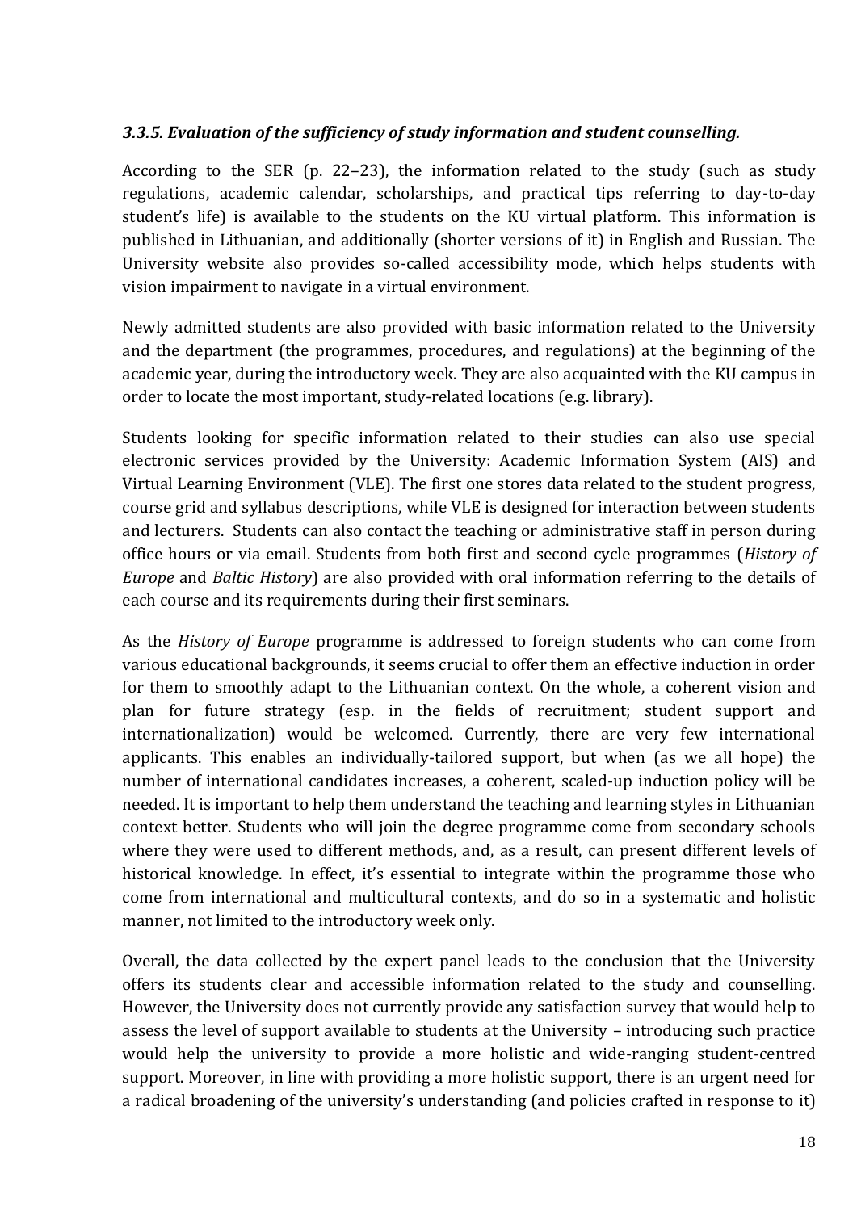### *3.3.5. Evaluation of the sufficiency of study information and student counselling.*

According to the SER (p. 22–23), the information related to the study (such as study regulations, academic calendar, scholarships, and practical tips referring to day-to-day student's life) is available to the students on the KU virtual platform. This information is published in Lithuanian, and additionally (shorter versions of it) in English and Russian. The University website also provides so-called accessibility mode, which helps students with vision impairment to navigate in a virtual environment.

Newly admitted students are also provided with basic information related to the University and the department (the programmes, procedures, and regulations) at the beginning of the academic year, during the introductory week. They are also acquainted with the KU campus in order to locate the most important, study-related locations (e.g. library).

Students looking for specific information related to their studies can also use special electronic services provided by the University: Academic Information System (AIS) and Virtual Learning Environment (VLE). The first one stores data related to the student progress, course grid and syllabus descriptions, while VLE is designed for interaction between students and lecturers. Students can also contact the teaching or administrative staff in person during office hours or via email. Students from both first and second cycle programmes (*History of Europe* and *Baltic History*) are also provided with oral information referring to the details of each course and its requirements during their first seminars.

As the *History of Europe* programme is addressed to foreign students who can come from various educational backgrounds, it seems crucial to offer them an effective induction in order for them to smoothly adapt to the Lithuanian context. On the whole, a coherent vision and plan for future strategy (esp. in the fields of recruitment; student support and internationalization) would be welcomed. Currently, there are very few international applicants. This enables an individually-tailored support, but when (as we all hope) the number of international candidates increases, a coherent, scaled-up induction policy will be needed. It is important to help them understand the teaching and learning styles in Lithuanian context better. Students who will join the degree programme come from secondary schools where they were used to different methods, and, as a result, can present different levels of historical knowledge. In effect, it's essential to integrate within the programme those who come from international and multicultural contexts, and do so in a systematic and holistic manner, not limited to the introductory week only.

Overall, the data collected by the expert panel leads to the conclusion that the University offers its students clear and accessible information related to the study and counselling. However, the University does not currently provide any satisfaction survey that would help to assess the level of support available to students at the University – introducing such practice would help the university to provide a more holistic and wide-ranging student-centred support. Moreover, in line with providing a more holistic support, there is an urgent need for a radical broadening of the university's understanding (and policies crafted in response to it)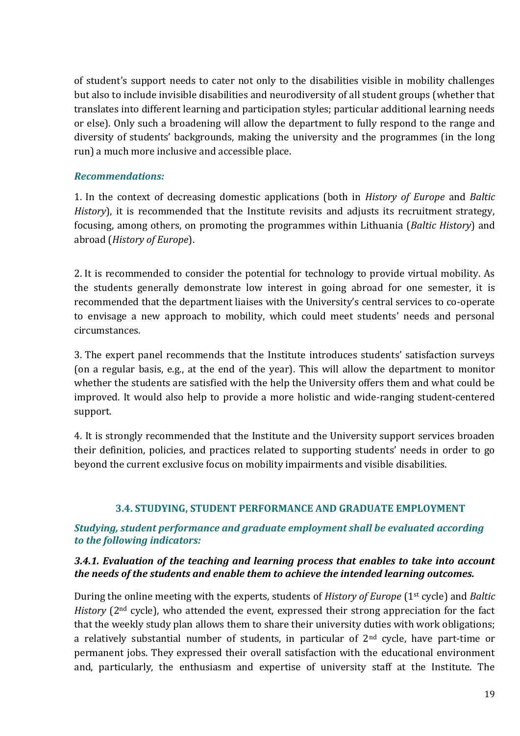of student's support needs to cater not only to the disabilities visible in mobility challenges but also to include invisible disabilities and neurodiversity of all student groups (whether that translates into different learning and participation styles; particular additional learning needs or else). Only such a broadening will allow the department to fully respond to the range and diversity of students' backgrounds, making the university and the programmes (in the long run) a much more inclusive and accessible place.

***Recommendations:***

1. In the context of decreasing domestic applications (both in *History of Europe* and *Baltic History*), it is recommended that the Institute revisits and adjusts its recruitment strategy, focusing, among others, on promoting the programmes within Lithuania (*Baltic History*) and abroad (*History of Europe*).

2. It is recommended to consider the potential for technology to provide virtual mobility. As the students generally demonstrate low interest in going abroad for one semester, it is recommended that the department liaises with the University's central services to co-operate to envisage a new approach to mobility, which could meet students' needs and personal circumstances.

3. The expert panel recommends that the Institute introduces students' satisfaction surveys (on a regular basis, e.g., at the end of the year). This will allow the department to monitor whether the students are satisfied with the help the University offers them and what could be improved. It would also help to provide a more holistic and wide-ranging student-centered support.

4. It is strongly recommended that the Institute and the University support services broaden their definition, policies, and practices related to supporting students' needs in order to go beyond the current exclusive focus on mobility impairments and visible disabilities.

### 3.4. STUDYING, STUDENT PERFORMANCE AND GRADUATE EMPLOYMENT

***Studying, student performance and graduate employment shall be evaluated according to the following indicators:***

#### *3.4.1. Evaluation of the teaching and learning process that enables to take into account the needs of the students and enable them to achieve the intended learning outcomes.*

During the online meeting with the experts, students of *History of Europe* (1st cycle) and *Baltic History* (2nd cycle), who attended the event, expressed their strong appreciation for the fact that the weekly study plan allows them to share their university duties with work obligations; a relatively substantial number of students, in particular of 2nd cycle, have part-time or permanent jobs. They expressed their overall satisfaction with the educational environment and, particularly, the enthusiasm and expertise of university staff at the Institute. The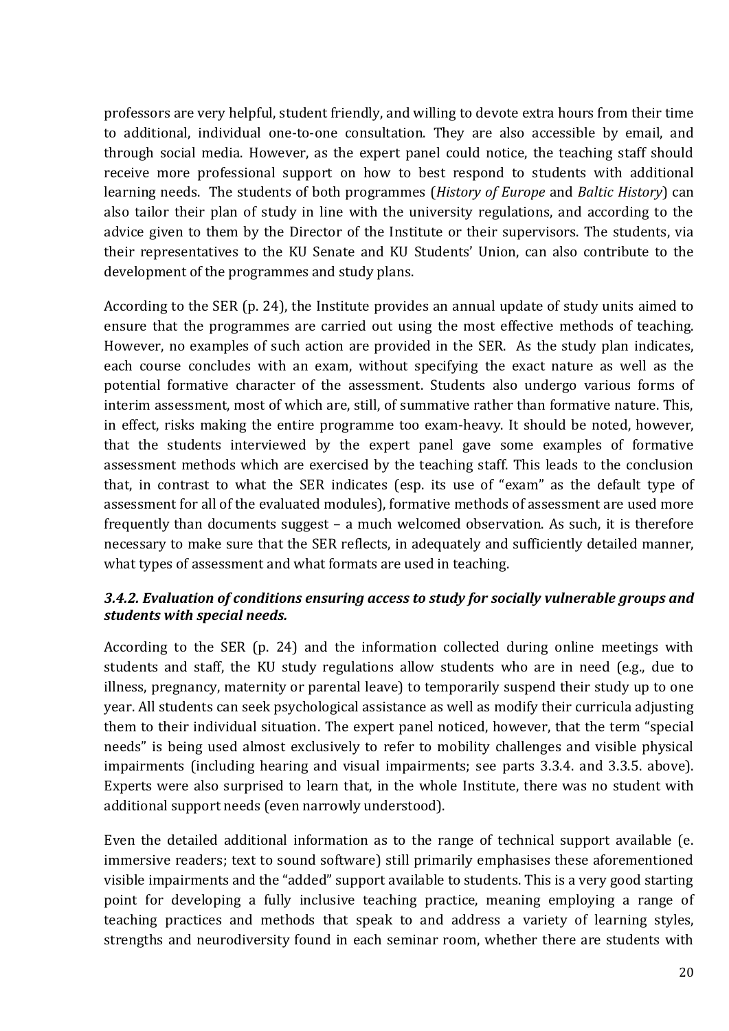professors are very helpful, student friendly, and willing to devote extra hours from their time to additional, individual one-to-one consultation. They are also accessible by email, and through social media. However, as the expert panel could notice, the teaching staff should receive more professional support on how to best respond to students with additional learning needs. The students of both programmes (*History of Europe* and *Baltic History*) can also tailor their plan of study in line with the university regulations, and according to the advice given to them by the Director of the Institute or their supervisors. The students, via their representatives to the KU Senate and KU Students' Union, can also contribute to the development of the programmes and study plans.

According to the SER (p. 24), the Institute provides an annual update of study units aimed to ensure that the programmes are carried out using the most effective methods of teaching. However, no examples of such action are provided in the SER. As the study plan indicates, each course concludes with an exam, without specifying the exact nature as well as the potential formative character of the assessment. Students also undergo various forms of interim assessment, most of which are, still, of summative rather than formative nature. This, in effect, risks making the entire programme too exam-heavy. It should be noted, however, that the students interviewed by the expert panel gave some examples of formative assessment methods which are exercised by the teaching staff. This leads to the conclusion that, in contrast to what the SER indicates (esp. its use of "exam" as the default type of assessment for all of the evaluated modules), formative methods of assessment are used more frequently than documents suggest – a much welcomed observation. As such, it is therefore necessary to make sure that the SER reflects, in adequately and sufficiently detailed manner, what types of assessment and what formats are used in teaching.

### *3.4.2. Evaluation of conditions ensuring access to study for socially vulnerable groups and students with special needs.*

According to the SER (p. 24) and the information collected during online meetings with students and staff, the KU study regulations allow students who are in need (e.g., due to illness, pregnancy, maternity or parental leave) to temporarily suspend their study up to one year. All students can seek psychological assistance as well as modify their curricula adjusting them to their individual situation. The expert panel noticed, however, that the term "special needs" is being used almost exclusively to refer to mobility challenges and visible physical impairments (including hearing and visual impairments; see parts 3.3.4. and 3.3.5. above). Experts were also surprised to learn that, in the whole Institute, there was no student with additional support needs (even narrowly understood).

Even the detailed additional information as to the range of technical support available (e. immersive readers; text to sound software) still primarily emphasises these aforementioned visible impairments and the "added" support available to students. This is a very good starting point for developing a fully inclusive teaching practice, meaning employing a range of teaching practices and methods that speak to and address a variety of learning styles, strengths and neurodiversity found in each seminar room, whether there are students with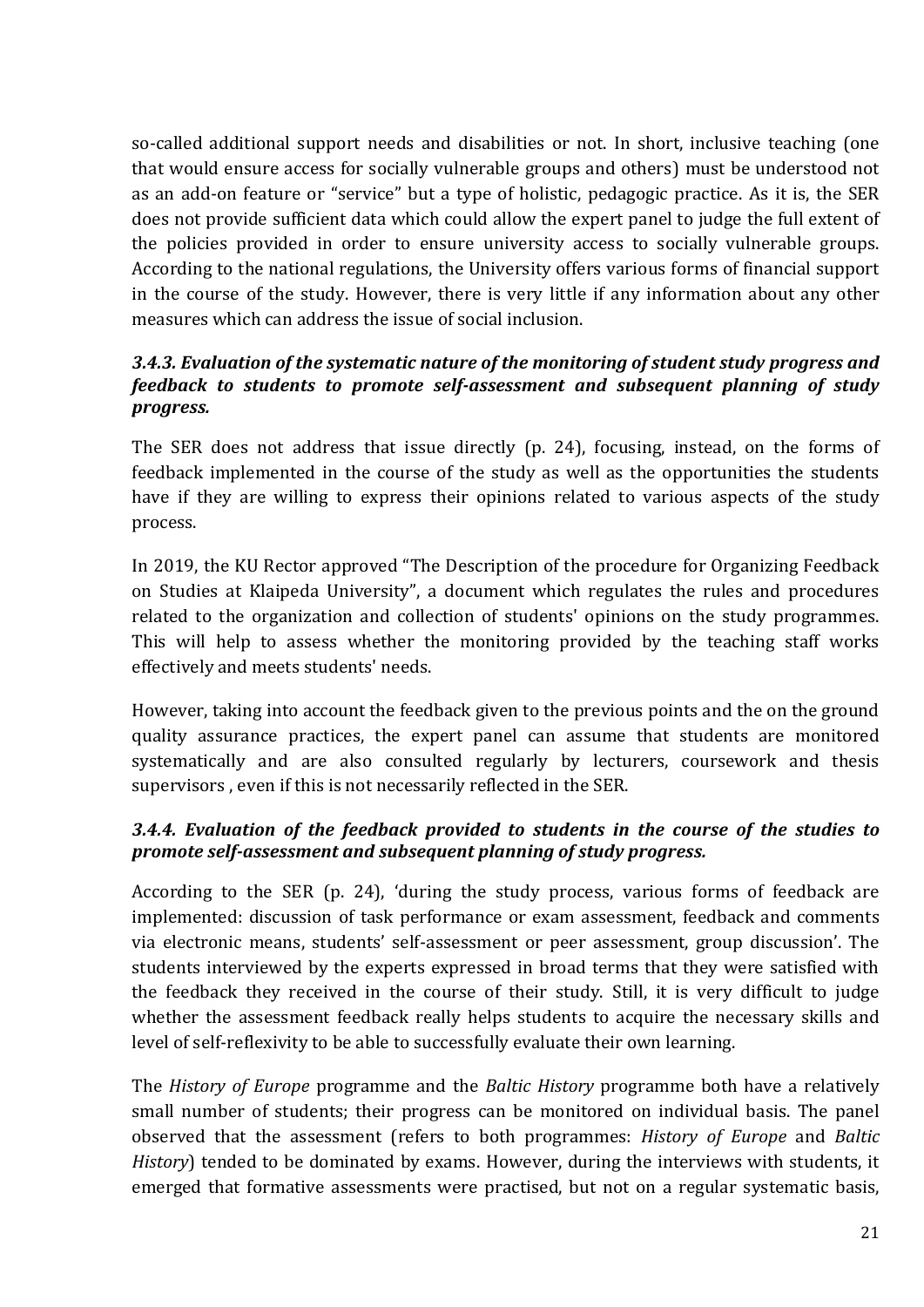so-called additional support needs and disabilities or not. In short, inclusive teaching (one that would ensure access for socially vulnerable groups and others) must be understood not as an add-on feature or "service" but a type of holistic, pedagogic practice. As it is, the SER does not provide sufficient data which could allow the expert panel to judge the full extent of the policies provided in order to ensure university access to socially vulnerable groups. According to the national regulations, the University offers various forms of financial support in the course of the study. However, there is very little if any information about any other measures which can address the issue of social inclusion.

### *3.4.3. Evaluation of the systematic nature of the monitoring of student study progress and feedback to students to promote self-assessment and subsequent planning of study progress.*

The SER does not address that issue directly (p. 24), focusing, instead, on the forms of feedback implemented in the course of the study as well as the opportunities the students have if they are willing to express their opinions related to various aspects of the study process.

In 2019, the KU Rector approved "The Description of the procedure for Organizing Feedback on Studies at Klaipeda University", a document which regulates the rules and procedures related to the organization and collection of students' opinions on the study programmes. This will help to assess whether the monitoring provided by the teaching staff works effectively and meets students' needs.

However, taking into account the feedback given to the previous points and the on the ground quality assurance practices, the expert panel can assume that students are monitored systematically and are also consulted regularly by lecturers, coursework and thesis supervisors , even if this is not necessarily reflected in the SER.

### *3.4.4. Evaluation of the feedback provided to students in the course of the studies to promote self-assessment and subsequent planning of study progress.*

According to the SER (p. 24), 'during the study process, various forms of feedback are implemented: discussion of task performance or exam assessment, feedback and comments via electronic means, students' self-assessment or peer assessment, group discussion'. The students interviewed by the experts expressed in broad terms that they were satisfied with the feedback they received in the course of their study. Still, it is very difficult to judge whether the assessment feedback really helps students to acquire the necessary skills and level of self-reflexivity to be able to successfully evaluate their own learning.

The *History of Europe* programme and the *Baltic History* programme both have a relatively small number of students; their progress can be monitored on individual basis. The panel observed that the assessment (refers to both programmes: *History of Europe* and *Baltic History*) tended to be dominated by exams. However, during the interviews with students, it emerged that formative assessments were practised, but not on a regular systematic basis,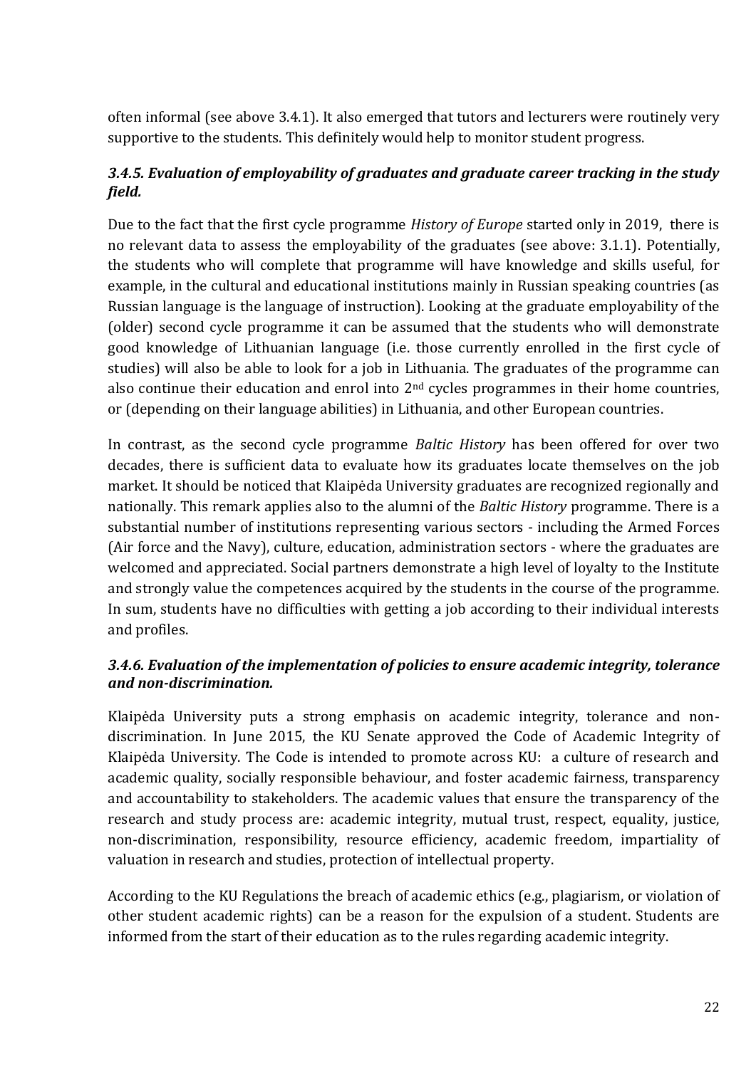often informal (see above 3.4.1). It also emerged that tutors and lecturers were routinely very supportive to the students. This definitely would help to monitor student progress.

### *3.4.5. Evaluation of employability of graduates and graduate career tracking in the study field.*

Due to the fact that the first cycle programme *History of Europe* started only in 2019, there is no relevant data to assess the employability of the graduates (see above: 3.1.1). Potentially, the students who will complete that programme will have knowledge and skills useful, for example, in the cultural and educational institutions mainly in Russian speaking countries (as Russian language is the language of instruction). Looking at the graduate employability of the (older) second cycle programme it can be assumed that the students who will demonstrate good knowledge of Lithuanian language (i.e. those currently enrolled in the first cycle of studies) will also be able to look for a job in Lithuania. The graduates of the programme can also continue their education and enrol into 2nd cycles programmes in their home countries, or (depending on their language abilities) in Lithuania, and other European countries.

In contrast, as the second cycle programme *Baltic History* has been offered for over two decades, there is sufficient data to evaluate how its graduates locate themselves on the job market. It should be noticed that Klaipėda University graduates are recognized regionally and nationally. This remark applies also to the alumni of the *Baltic History* programme. There is a substantial number of institutions representing various sectors - including the Armed Forces (Air force and the Navy), culture, education, administration sectors - where the graduates are welcomed and appreciated. Social partners demonstrate a high level of loyalty to the Institute and strongly value the competences acquired by the students in the course of the programme. In sum, students have no difficulties with getting a job according to their individual interests and profiles.

### *3.4.6. Evaluation of the implementation of policies to ensure academic integrity, tolerance and non-discrimination.*

Klaipėda University puts a strong emphasis on academic integrity, tolerance and non-discrimination. In June 2015, the KU Senate approved the Code of Academic Integrity of Klaipėda University. The Code is intended to promote across KU: a culture of research and academic quality, socially responsible behaviour, and foster academic fairness, transparency and accountability to stakeholders. The academic values that ensure the transparency of the research and study process are: academic integrity, mutual trust, respect, equality, justice, non-discrimination, responsibility, resource efficiency, academic freedom, impartiality of valuation in research and studies, protection of intellectual property.

According to the KU Regulations the breach of academic ethics (e.g., plagiarism, or violation of other student academic rights) can be a reason for the expulsion of a student. Students are informed from the start of their education as to the rules regarding academic integrity.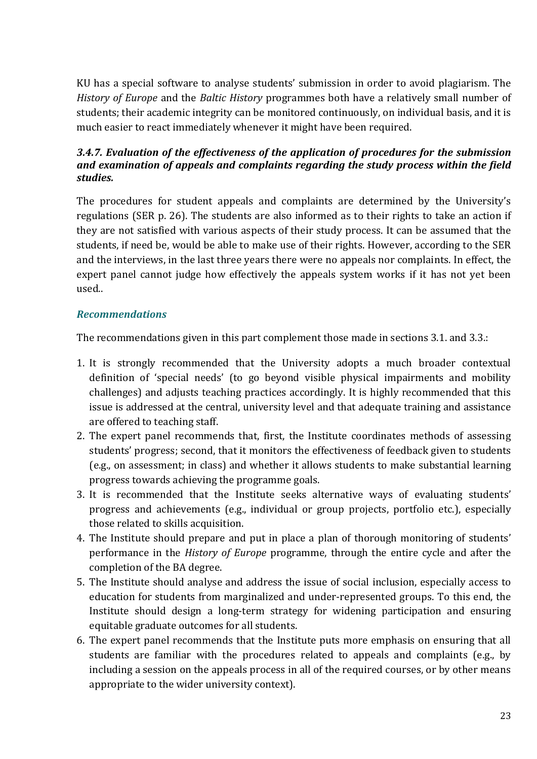KU has a special software to analyse students' submission in order to avoid plagiarism. The *History of Europe* and the *Baltic History* programmes both have a relatively small number of students; their academic integrity can be monitored continuously, on individual basis, and it is much easier to react immediately whenever it might have been required.

### *3.4.7. Evaluation of the effectiveness of the application of procedures for the submission and examination of appeals and complaints regarding the study process within the field studies.*

The procedures for student appeals and complaints are determined by the University's regulations (SER p. 26). The students are also informed as to their rights to take an action if they are not satisfied with various aspects of their study process. It can be assumed that the students, if need be, would be able to make use of their rights. However, according to the SER and the interviews, in the last three years there were no appeals nor complaints. In effect, the expert panel cannot judge how effectively the appeals system works if it has not yet been used..

### *Recommendations*

The recommendations given in this part complement those made in sections 3.1. and 3.3.:

1. It is strongly recommended that the University adopts a much broader contextual definition of 'special needs' (to go beyond visible physical impairments and mobility challenges) and adjusts teaching practices accordingly. It is highly recommended that this issue is addressed at the central, university level and that adequate training and assistance are offered to teaching staff.
2. The expert panel recommends that, first, the Institute coordinates methods of assessing students' progress; second, that it monitors the effectiveness of feedback given to students (e.g., on assessment; in class) and whether it allows students to make substantial learning progress towards achieving the programme goals.
3. It is recommended that the Institute seeks alternative ways of evaluating students' progress and achievements (e.g., individual or group projects, portfolio etc.), especially those related to skills acquisition.
4. The Institute should prepare and put in place a plan of thorough monitoring of students' performance in the *History of Europe* programme, through the entire cycle and after the completion of the BA degree.
5. The Institute should analyse and address the issue of social inclusion, especially access to education for students from marginalized and under-represented groups. To this end, the Institute should design a long-term strategy for widening participation and ensuring equitable graduate outcomes for all students.
6. The expert panel recommends that the Institute puts more emphasis on ensuring that all students are familiar with the procedures related to appeals and complaints (e.g., by including a session on the appeals process in all of the required courses, or by other means appropriate to the wider university context).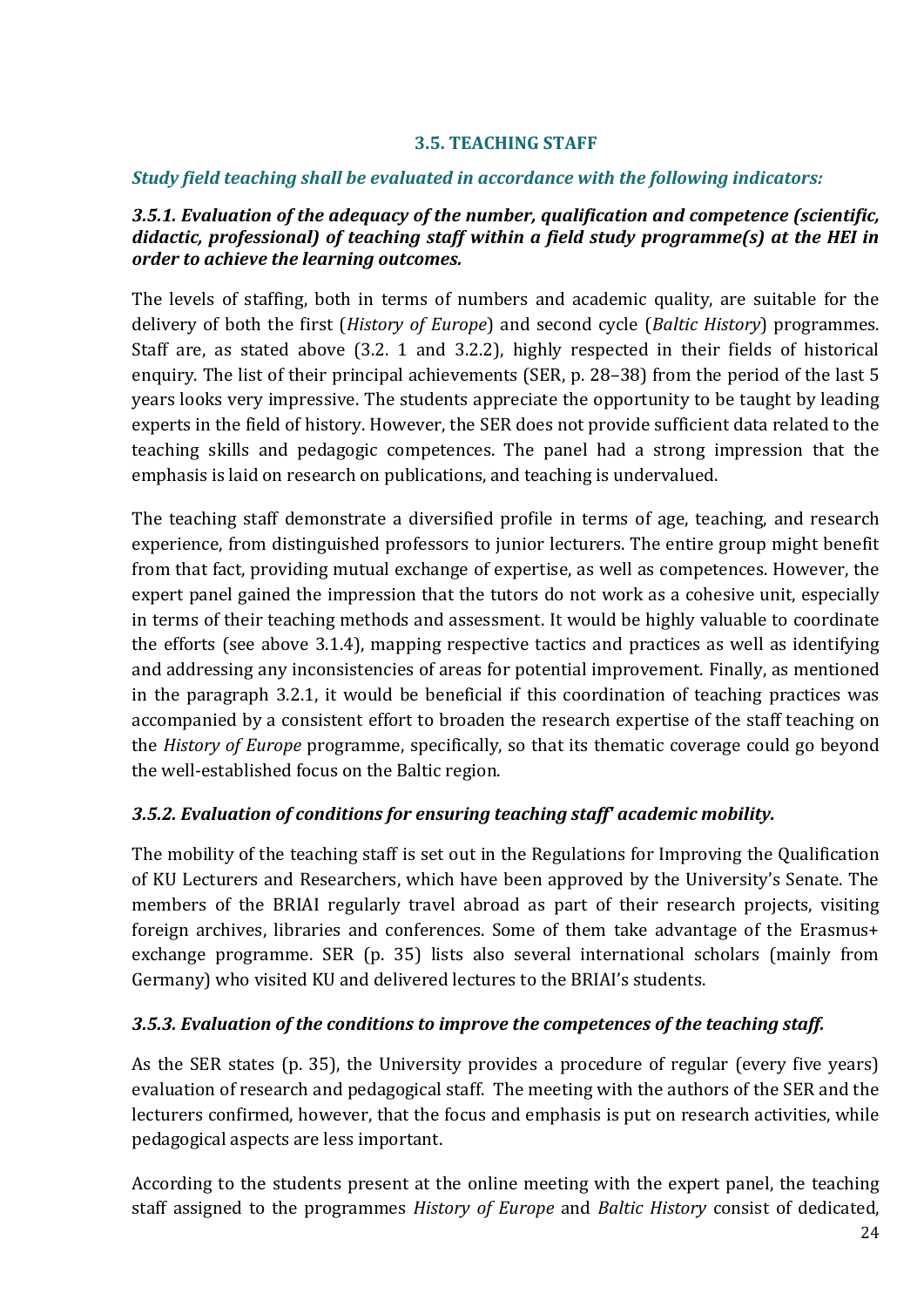### 3.5. TEACHING STAFF

***Study field teaching shall be evaluated in accordance with the following indicators:***

***3.5.1. Evaluation of the adequacy of the number, qualification and competence (scientific, didactic, professional) of teaching staff within a field study programme(s) at the HEI in order to achieve the learning outcomes.***

The levels of staffing, both in terms of numbers and academic quality, are suitable for the delivery of both the first (*History of Europe*) and second cycle (*Baltic History*) programmes. Staff are, as stated above (3.2. 1 and 3.2.2), highly respected in their fields of historical enquiry. The list of their principal achievements (SER, p. 28–38) from the period of the last 5 years looks very impressive. The students appreciate the opportunity to be taught by leading experts in the field of history. However, the SER does not provide sufficient data related to the teaching skills and pedagogic competences. The panel had a strong impression that the emphasis is laid on research on publications, and teaching is undervalued.

The teaching staff demonstrate a diversified profile in terms of age, teaching, and research experience, from distinguished professors to junior lecturers. The entire group might benefit from that fact, providing mutual exchange of expertise, as well as competences. However, the expert panel gained the impression that the tutors do not work as a cohesive unit, especially in terms of their teaching methods and assessment. It would be highly valuable to coordinate the efforts (see above 3.1.4), mapping respective tactics and practices as well as identifying and addressing any inconsistencies of areas for potential improvement. Finally, as mentioned in the paragraph 3.2.1, it would be beneficial if this coordination of teaching practices was accompanied by a consistent effort to broaden the research expertise of the staff teaching on the *History of Europe* programme, specifically, so that its thematic coverage could go beyond the well-established focus on the Baltic region.

***3.5.2. Evaluation of conditions for ensuring teaching staff' academic mobility.***

The mobility of the teaching staff is set out in the Regulations for Improving the Qualification of KU Lecturers and Researchers, which have been approved by the University's Senate. The members of the BRIAI regularly travel abroad as part of their research projects, visiting foreign archives, libraries and conferences. Some of them take advantage of the Erasmus+ exchange programme. SER (p. 35) lists also several international scholars (mainly from Germany) who visited KU and delivered lectures to the BRIAI's students.

***3.5.3. Evaluation of the conditions to improve the competences of the teaching staff.***

As the SER states (p. 35), the University provides a procedure of regular (every five years) evaluation of research and pedagogical staff. The meeting with the authors of the SER and the lecturers confirmed, however, that the focus and emphasis is put on research activities, while pedagogical aspects are less important.

According to the students present at the online meeting with the expert panel, the teaching staff assigned to the programmes *History of Europe* and *Baltic History* consist of dedicated,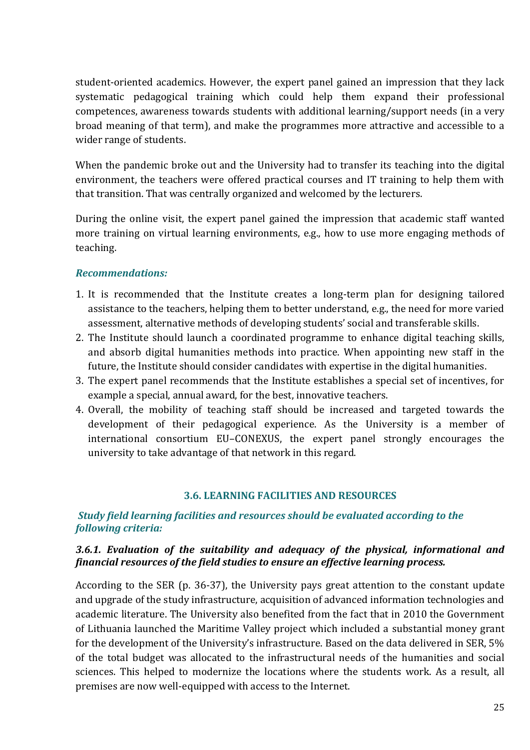student-oriented academics. However, the expert panel gained an impression that they lack systematic pedagogical training which could help them expand their professional competences, awareness towards students with additional learning/support needs (in a very broad meaning of that term), and make the programmes more attractive and accessible to a wider range of students.

When the pandemic broke out and the University had to transfer its teaching into the digital environment, the teachers were offered practical courses and IT training to help them with that transition. That was centrally organized and welcomed by the lecturers.

During the online visit, the expert panel gained the impression that academic staff wanted more training on virtual learning environments, e.g., how to use more engaging methods of teaching.

***Recommendations:***

1. It is recommended that the Institute creates a long-term plan for designing tailored assistance to the teachers, helping them to better understand, e.g., the need for more varied assessment, alternative methods of developing students' social and transferable skills.
2. The Institute should launch a coordinated programme to enhance digital teaching skills, and absorb digital humanities methods into practice. When appointing new staff in the future, the Institute should consider candidates with expertise in the digital humanities.
3. The expert panel recommends that the Institute establishes a special set of incentives, for example a special, annual award, for the best, innovative teachers.
4. Overall, the mobility of teaching staff should be increased and targeted towards the development of their pedagogical experience. As the University is a member of international consortium EU–CONEXUS, the expert panel strongly encourages the university to take advantage of that network in this regard.

## 3.6. LEARNING FACILITIES AND RESOURCES

***Study field learning facilities and resources should be evaluated according to the following criteria:***

### *3.6.1. Evaluation of the suitability and adequacy of the physical, informational and financial resources of the field studies to ensure an effective learning process.*

According to the SER (p. 36-37), the University pays great attention to the constant update and upgrade of the study infrastructure, acquisition of advanced information technologies and academic literature. The University also benefited from the fact that in 2010 the Government of Lithuania launched the Maritime Valley project which included a substantial money grant for the development of the University's infrastructure. Based on the data delivered in SER, 5% of the total budget was allocated to the infrastructural needs of the humanities and social sciences. This helped to modernize the locations where the students work. As a result, all premises are now well-equipped with access to the Internet.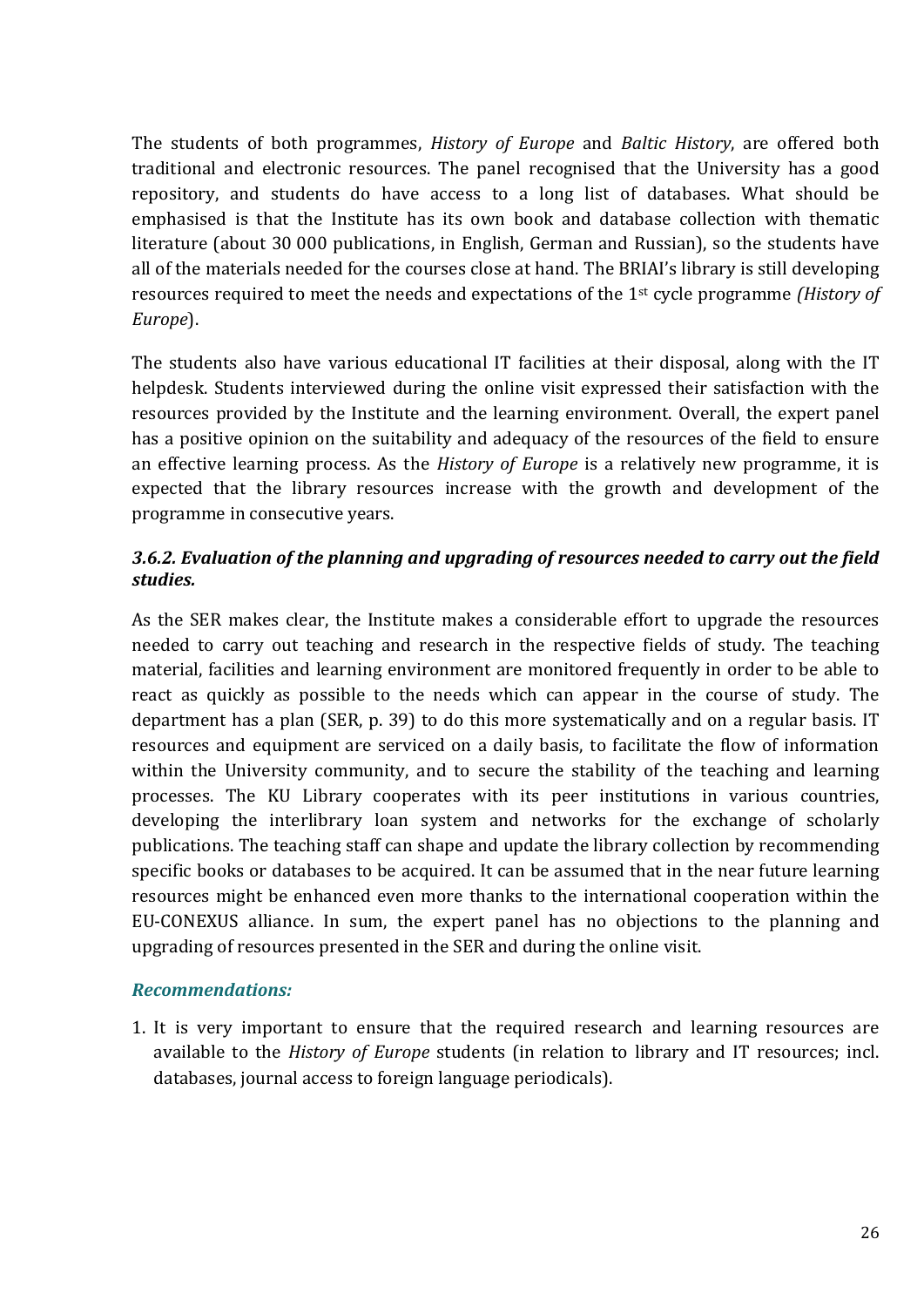The students of both programmes, *History of Europe* and *Baltic History*, are offered both traditional and electronic resources. The panel recognised that the University has a good repository, and students do have access to a long list of databases. What should be emphasised is that the Institute has its own book and database collection with thematic literature (about 30 000 publications, in English, German and Russian), so the students have all of the materials needed for the courses close at hand. The BRIAI's library is still developing resources required to meet the needs and expectations of the 1st cycle programme *(History of Europe*).

The students also have various educational IT facilities at their disposal, along with the IT helpdesk. Students interviewed during the online visit expressed their satisfaction with the resources provided by the Institute and the learning environment. Overall, the expert panel has a positive opinion on the suitability and adequacy of the resources of the field to ensure an effective learning process. As the *History of Europe* is a relatively new programme, it is expected that the library resources increase with the growth and development of the programme in consecutive years.

### *3.6.2. Evaluation of the planning and upgrading of resources needed to carry out the field studies.*

As the SER makes clear, the Institute makes a considerable effort to upgrade the resources needed to carry out teaching and research in the respective fields of study. The teaching material, facilities and learning environment are monitored frequently in order to be able to react as quickly as possible to the needs which can appear in the course of study. The department has a plan (SER, p. 39) to do this more systematically and on a regular basis. IT resources and equipment are serviced on a daily basis, to facilitate the flow of information within the University community, and to secure the stability of the teaching and learning processes. The KU Library cooperates with its peer institutions in various countries, developing the interlibrary loan system and networks for the exchange of scholarly publications. The teaching staff can shape and update the library collection by recommending specific books or databases to be acquired. It can be assumed that in the near future learning resources might be enhanced even more thanks to the international cooperation within the EU-CONEXUS alliance. In sum, the expert panel has no objections to the planning and upgrading of resources presented in the SER and during the online visit.

#### *Recommendations:*

1. It is very important to ensure that the required research and learning resources are available to the *History of Europe* students (in relation to library and IT resources; incl. databases, journal access to foreign language periodicals).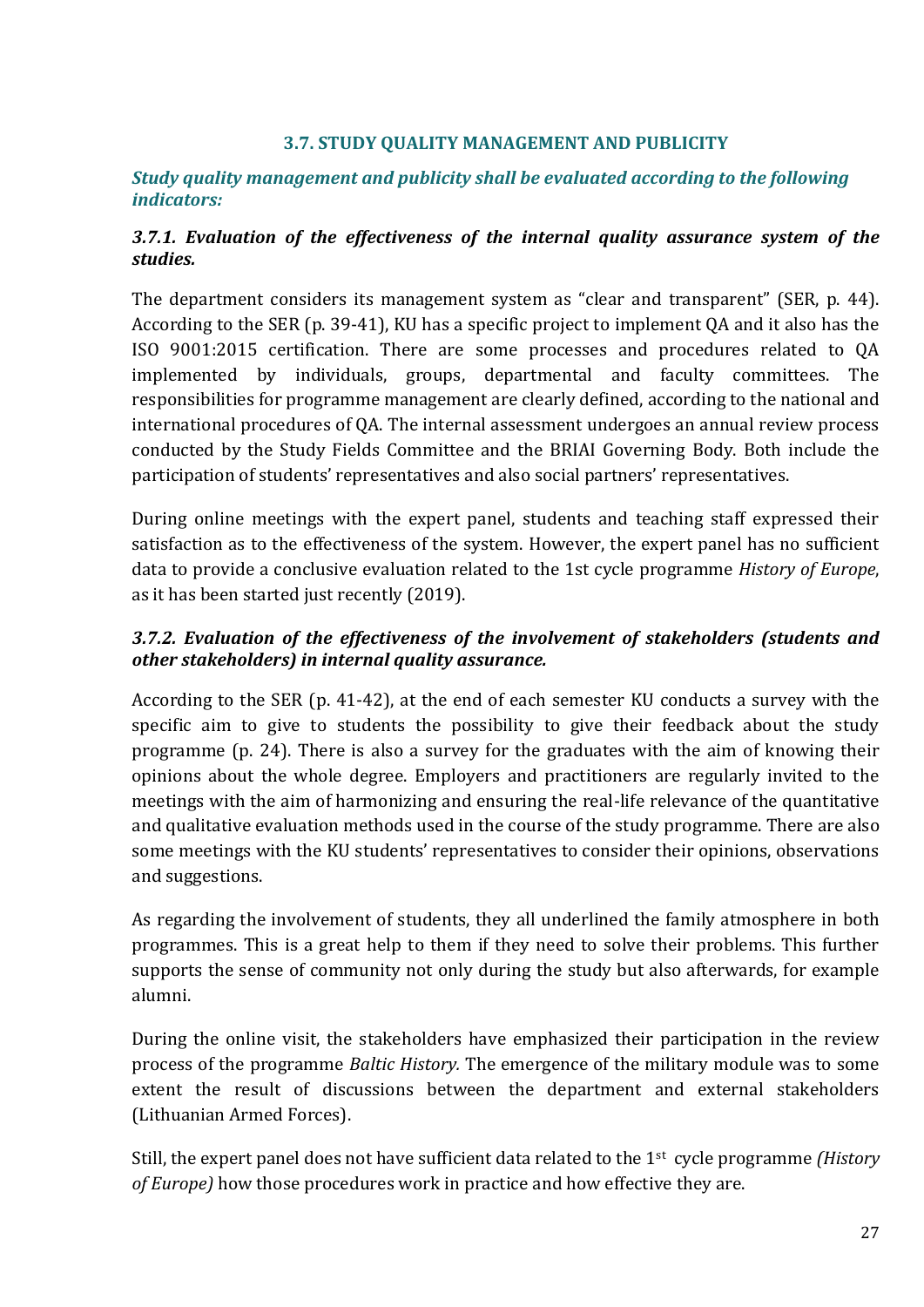### 3.7. STUDY QUALITY MANAGEMENT AND PUBLICITY

***Study quality management and publicity shall be evaluated according to the following indicators:***

#### *3.7.1. Evaluation of the effectiveness of the internal quality assurance system of the studies.*

The department considers its management system as "clear and transparent" (SER, p. 44). According to the SER (p. 39-41), KU has a specific project to implement QA and it also has the ISO 9001:2015 certification. There are some processes and procedures related to QA implemented by individuals, groups, departmental and faculty committees. The responsibilities for programme management are clearly defined, according to the national and international procedures of QA. The internal assessment undergoes an annual review process conducted by the Study Fields Committee and the BRIAI Governing Body. Both include the participation of students' representatives and also social partners' representatives.

During online meetings with the expert panel, students and teaching staff expressed their satisfaction as to the effectiveness of the system. However, the expert panel has no sufficient data to provide a conclusive evaluation related to the 1st cycle programme *History of Europe*, as it has been started just recently (2019).

#### *3.7.2. Evaluation of the effectiveness of the involvement of stakeholders (students and other stakeholders) in internal quality assurance.*

According to the SER (p. 41-42), at the end of each semester KU conducts a survey with the specific aim to give to students the possibility to give their feedback about the study programme (p. 24). There is also a survey for the graduates with the aim of knowing their opinions about the whole degree. Employers and practitioners are regularly invited to the meetings with the aim of harmonizing and ensuring the real-life relevance of the quantitative and qualitative evaluation methods used in the course of the study programme. There are also some meetings with the KU students' representatives to consider their opinions, observations and suggestions.

As regarding the involvement of students, they all underlined the family atmosphere in both programmes. This is a great help to them if they need to solve their problems. This further supports the sense of community not only during the study but also afterwards, for example alumni.

During the online visit, the stakeholders have emphasized their participation in the review process of the programme *Baltic History.* The emergence of the military module was to some extent the result of discussions between the department and external stakeholders (Lithuanian Armed Forces).

Still, the expert panel does not have sufficient data related to the 1st cycle programme *(History of Europe)* how those procedures work in practice and how effective they are.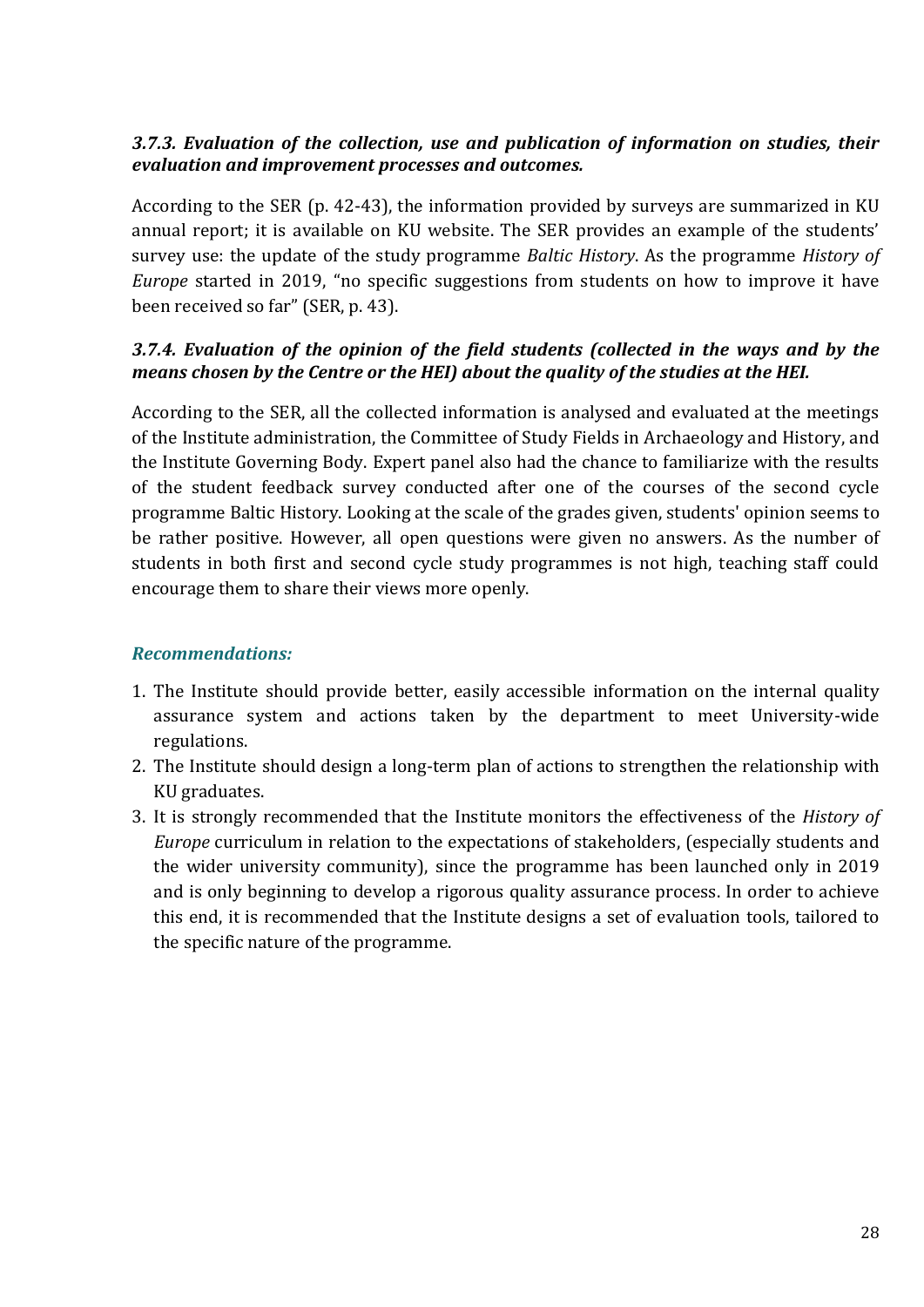#### *3.7.3. Evaluation of the collection, use and publication of information on studies, their evaluation and improvement processes and outcomes.*

According to the SER (p. 42-43), the information provided by surveys are summarized in KU annual report; it is available on KU website. The SER provides an example of the students' survey use: the update of the study programme *Baltic History*. As the programme *History of Europe* started in 2019, "no specific suggestions from students on how to improve it have been received so far" (SER, p. 43).

#### *3.7.4. Evaluation of the opinion of the field students (collected in the ways and by the means chosen by the Centre or the HEI) about the quality of the studies at the HEI.*

According to the SER, all the collected information is analysed and evaluated at the meetings of the Institute administration, the Committee of Study Fields in Archaeology and History, and the Institute Governing Body. Expert panel also had the chance to familiarize with the results of the student feedback survey conducted after one of the courses of the second cycle programme Baltic History. Looking at the scale of the grades given, students' opinion seems to be rather positive. However, all open questions were given no answers. As the number of students in both first and second cycle study programmes is not high, teaching staff could encourage them to share their views more openly.

***Recommendations:***

1. The Institute should provide better, easily accessible information on the internal quality assurance system and actions taken by the department to meet University-wide regulations.
2. The Institute should design a long-term plan of actions to strengthen the relationship with KU graduates.
3. It is strongly recommended that the Institute monitors the effectiveness of the *History of Europe* curriculum in relation to the expectations of stakeholders, (especially students and the wider university community), since the programme has been launched only in 2019 and is only beginning to develop a rigorous quality assurance process. In order to achieve this end, it is recommended that the Institute designs a set of evaluation tools, tailored to the specific nature of the programme.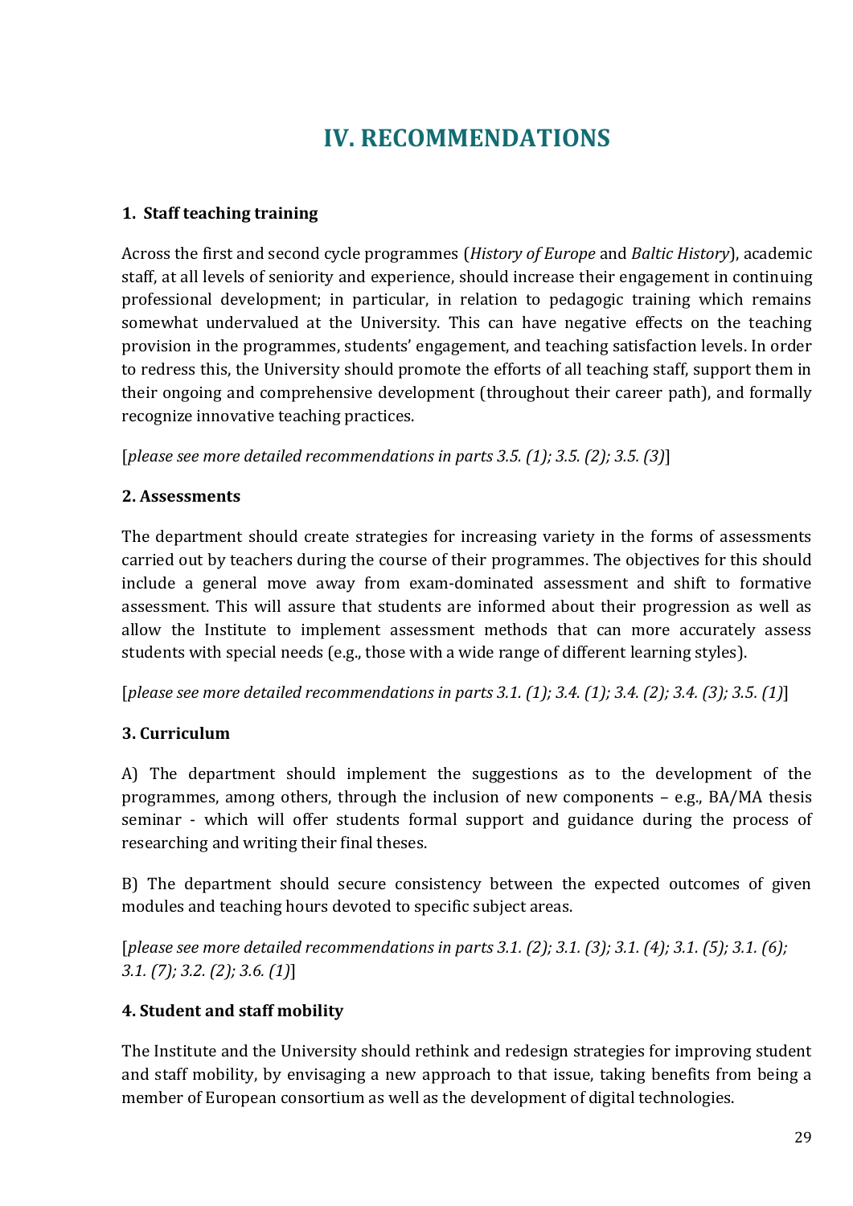# IV. RECOMMENDATIONS

### 1. Staff teaching training

Across the first and second cycle programmes (*History of Europe* and *Baltic History*), academic staff, at all levels of seniority and experience, should increase their engagement in continuing professional development; in particular, in relation to pedagogic training which remains somewhat undervalued at the University. This can have negative effects on the teaching provision in the programmes, students' engagement, and teaching satisfaction levels. In order to redress this, the University should promote the efforts of all teaching staff, support them in their ongoing and comprehensive development (throughout their career path), and formally recognize innovative teaching practices.

[*please see more detailed recommendations in parts 3.5. (1); 3.5. (2); 3.5. (3)*]

### 2. Assessments

The department should create strategies for increasing variety in the forms of assessments carried out by teachers during the course of their programmes. The objectives for this should include a general move away from exam-dominated assessment and shift to formative assessment. This will assure that students are informed about their progression as well as allow the Institute to implement assessment methods that can more accurately assess students with special needs (e.g., those with a wide range of different learning styles).

[*please see more detailed recommendations in parts 3.1. (1); 3.4. (1); 3.4. (2); 3.4. (3); 3.5. (1)*]

### 3. Curriculum

A) The department should implement the suggestions as to the development of the programmes, among others, through the inclusion of new components – e.g., BA/MA thesis seminar - which will offer students formal support and guidance during the process of researching and writing their final theses.

B) The department should secure consistency between the expected outcomes of given modules and teaching hours devoted to specific subject areas.

[*please see more detailed recommendations in parts 3.1. (2); 3.1. (3); 3.1. (4); 3.1. (5); 3.1. (6); 3.1. (7); 3.2. (2); 3.6. (1)*]

### 4. Student and staff mobility

The Institute and the University should rethink and redesign strategies for improving student and staff mobility, by envisaging a new approach to that issue, taking benefits from being a member of European consortium as well as the development of digital technologies.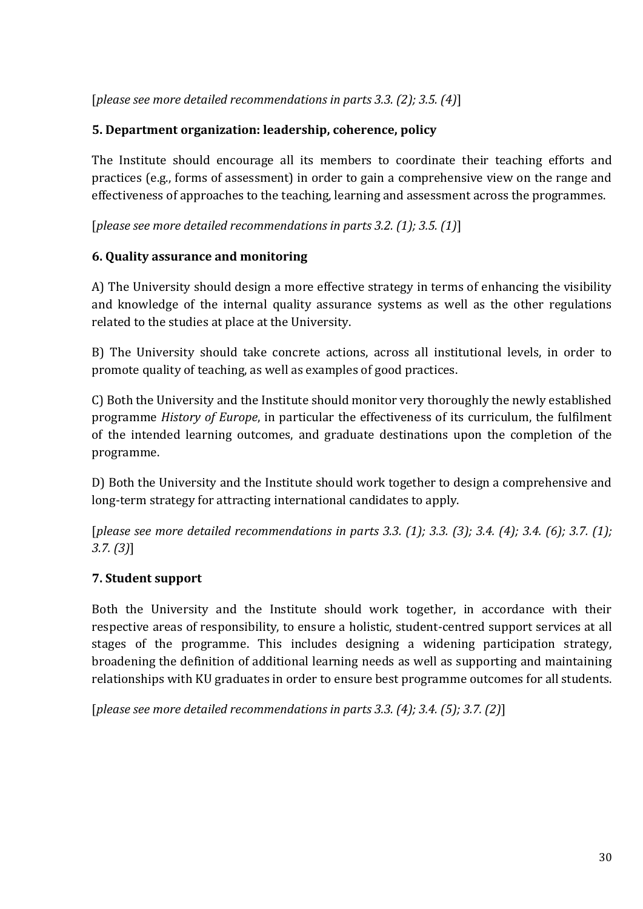[*please see more detailed recommendations in parts 3.3. (2); 3.5. (4)*]

### 5. Department organization: leadership, coherence, policy

The Institute should encourage all its members to coordinate their teaching efforts and practices (e.g., forms of assessment) in order to gain a comprehensive view on the range and effectiveness of approaches to the teaching, learning and assessment across the programmes.

[*please see more detailed recommendations in parts 3.2. (1); 3.5. (1)*]

### 6. Quality assurance and monitoring

A) The University should design a more effective strategy in terms of enhancing the visibility and knowledge of the internal quality assurance systems as well as the other regulations related to the studies at place at the University.

B) The University should take concrete actions, across all institutional levels, in order to promote quality of teaching, as well as examples of good practices.

C) Both the University and the Institute should monitor very thoroughly the newly established programme *History of Europe*, in particular the effectiveness of its curriculum, the fulfilment of the intended learning outcomes, and graduate destinations upon the completion of the programme.

D) Both the University and the Institute should work together to design a comprehensive and long-term strategy for attracting international candidates to apply.

[*please see more detailed recommendations in parts 3.3. (1); 3.3. (3); 3.4. (4); 3.4. (6); 3.7. (1); 3.7. (3)*]

### 7. Student support

Both the University and the Institute should work together, in accordance with their respective areas of responsibility, to ensure a holistic, student-centred support services at all stages of the programme. This includes designing a widening participation strategy, broadening the definition of additional learning needs as well as supporting and maintaining relationships with KU graduates in order to ensure best programme outcomes for all students.

[*please see more detailed recommendations in parts 3.3. (4); 3.4. (5); 3.7. (2)*]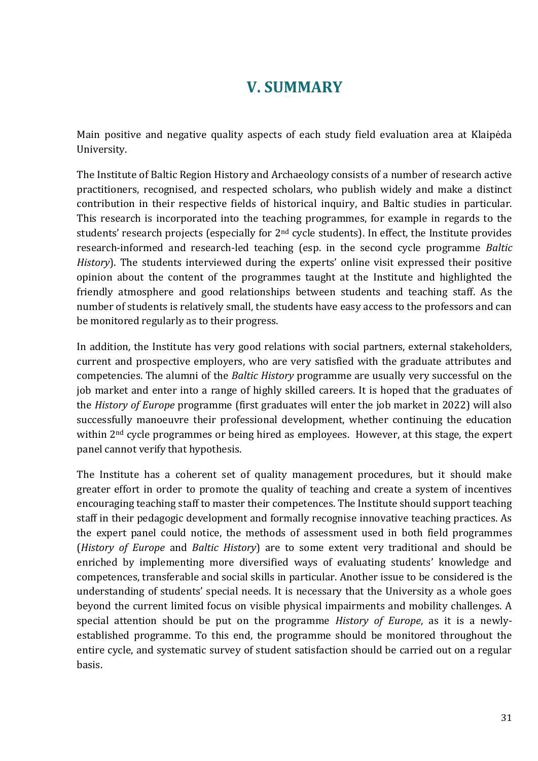# V. SUMMARY

Main positive and negative quality aspects of each study field evaluation area at Klaipėda University.

The Institute of Baltic Region History and Archaeology consists of a number of research active practitioners, recognised, and respected scholars, who publish widely and make a distinct contribution in their respective fields of historical inquiry, and Baltic studies in particular. This research is incorporated into the teaching programmes, for example in regards to the students' research projects (especially for 2nd cycle students). In effect, the Institute provides research-informed and research-led teaching (esp. in the second cycle programme *Baltic History*). The students interviewed during the experts' online visit expressed their positive opinion about the content of the programmes taught at the Institute and highlighted the friendly atmosphere and good relationships between students and teaching staff. As the number of students is relatively small, the students have easy access to the professors and can be monitored regularly as to their progress.

In addition, the Institute has very good relations with social partners, external stakeholders, current and prospective employers, who are very satisfied with the graduate attributes and competencies. The alumni of the *Baltic History* programme are usually very successful on the job market and enter into a range of highly skilled careers. It is hoped that the graduates of the *History of Europe* programme (first graduates will enter the job market in 2022) will also successfully manoeuvre their professional development, whether continuing the education within 2nd cycle programmes or being hired as employees. However, at this stage, the expert panel cannot verify that hypothesis.

The Institute has a coherent set of quality management procedures, but it should make greater effort in order to promote the quality of teaching and create a system of incentives encouraging teaching staff to master their competences. The Institute should support teaching staff in their pedagogic development and formally recognise innovative teaching practices. As the expert panel could notice, the methods of assessment used in both field programmes (*History of Europe* and *Baltic History*) are to some extent very traditional and should be enriched by implementing more diversified ways of evaluating students' knowledge and competences, transferable and social skills in particular. Another issue to be considered is the understanding of students' special needs. It is necessary that the University as a whole goes beyond the current limited focus on visible physical impairments and mobility challenges. A special attention should be put on the programme *History of Europe*, as it is a newly-established programme. To this end, the programme should be monitored throughout the entire cycle, and systematic survey of student satisfaction should be carried out on a regular basis.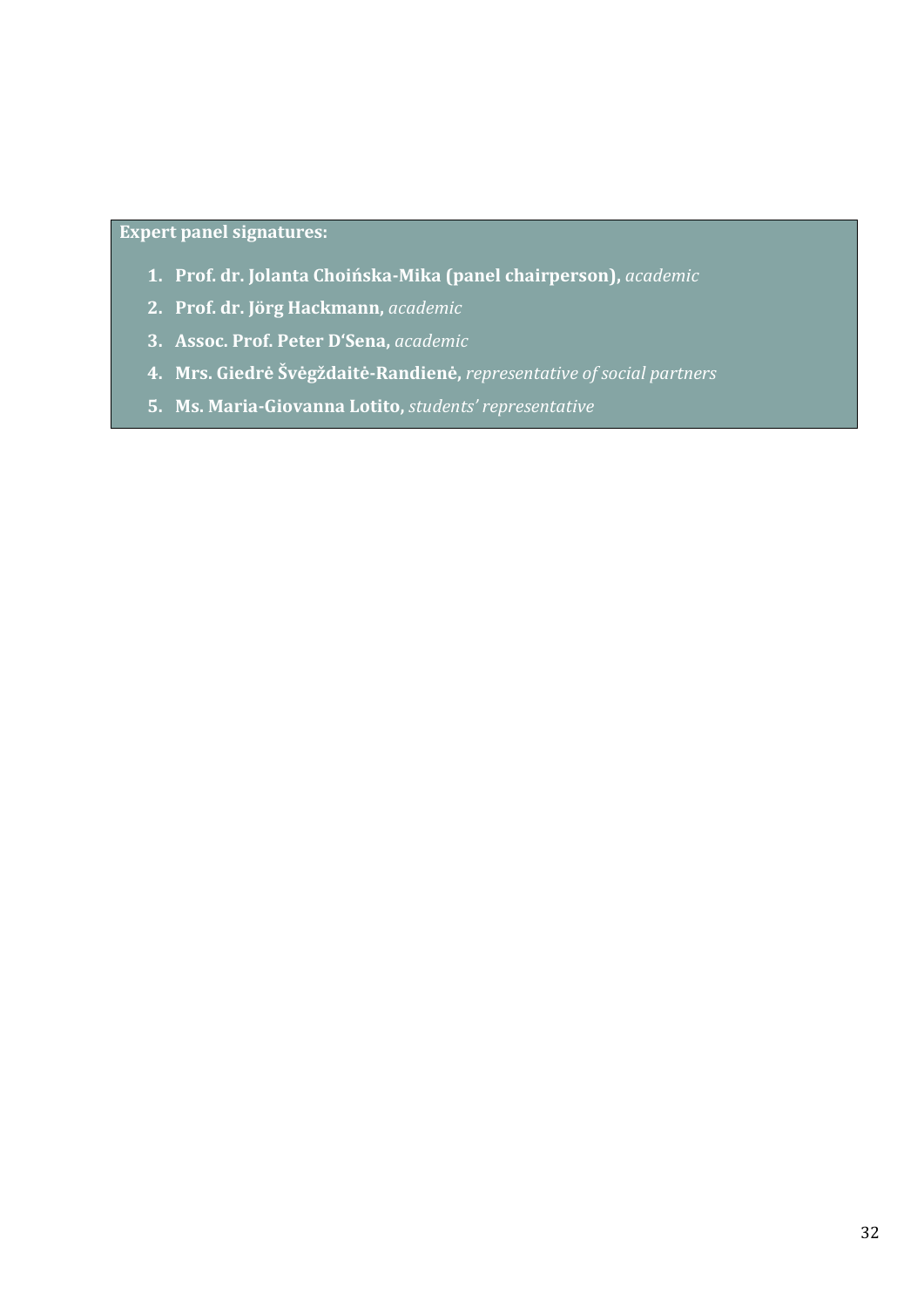**Expert panel signatures:**

1. **Prof. dr. Jolanta Choińska-Mika (panel chairperson)**, *academic*
2. **Prof. dr. Jörg Hackmann,** *academic*
3. **Assoc. Prof. Peter D'Sena,** *academic*
4. **Mrs. Giedrė Švėgždaitė-Randienė,** *representative of social partners*
5. **Ms. Maria-Giovanna Lotito,** *students' representative*